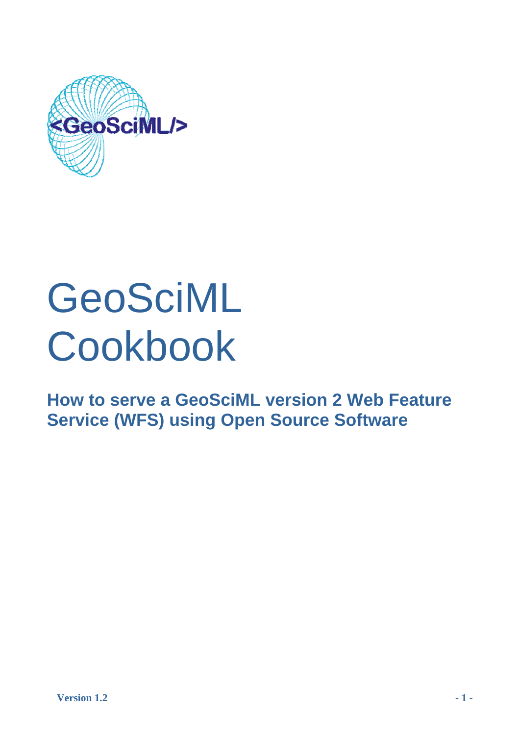# GeoSciML Cookbook

## How to serve a GeoSciML version 2 Web Feature Service (WFS) using Open Source Software

**Version 1.2**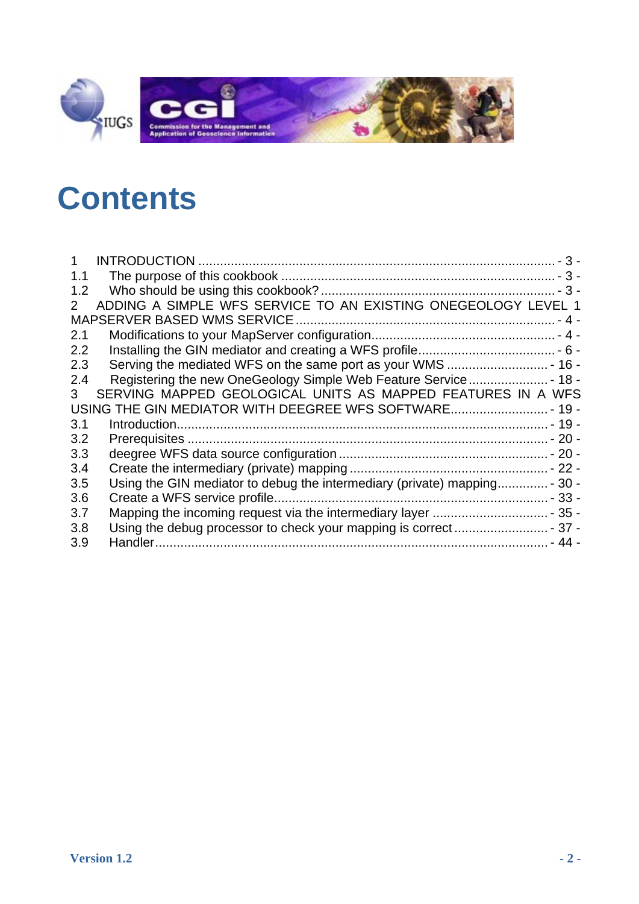# Contents

1 INTRODUCTION ..................................................................................................... - 3 -
1.1 The purpose of this cookbook ............................................................................ - 3 -
1.2 Who should be using this cookbook? ................................................................. - 3 -
2 ADDING A SIMPLE WFS SERVICE TO AN EXISTING ONEGEOLOGY LEVEL 1 MAPSERVER BASED WMS SERVICE ........................................................................ - 4 -
2.1 Modifications to your MapServer configuration.................................................. - 4 -
2.2 Installing the GIN mediator and creating a WFS profile...................................... - 6 -
2.3 Serving the mediated WFS on the same port as your WMS ............................ - 16 -
2.4 Registering the new OneGeology Simple Web Feature Service ...................... - 18 -
3 SERVING MAPPED GEOLOGICAL UNITS AS MAPPED FEATURES IN A WFS USING THE GIN MEDIATOR WITH DEEGREE WFS SOFTWARE........................... - 19 -
3.1 Introduction...................................................................................................... - 19 -
3.2 Prerequisites ................................................................................................... - 20 -
3.3 deegree WFS data source configuration .......................................................... - 20 -
3.4 Create the intermediary (private) mapping ....................................................... - 22 -
3.5 Using the GIN mediator to debug the intermediary (private) mapping.............. - 30 -
3.6 Create a WFS service profile............................................................................ - 33 -
3.7 Mapping the incoming request via the intermediary layer ................................ - 35 -
3.8 Using the debug processor to check your mapping is correct .......................... - 37 -
3.9 Handler............................................................................................................. - 44 -

Version 1.2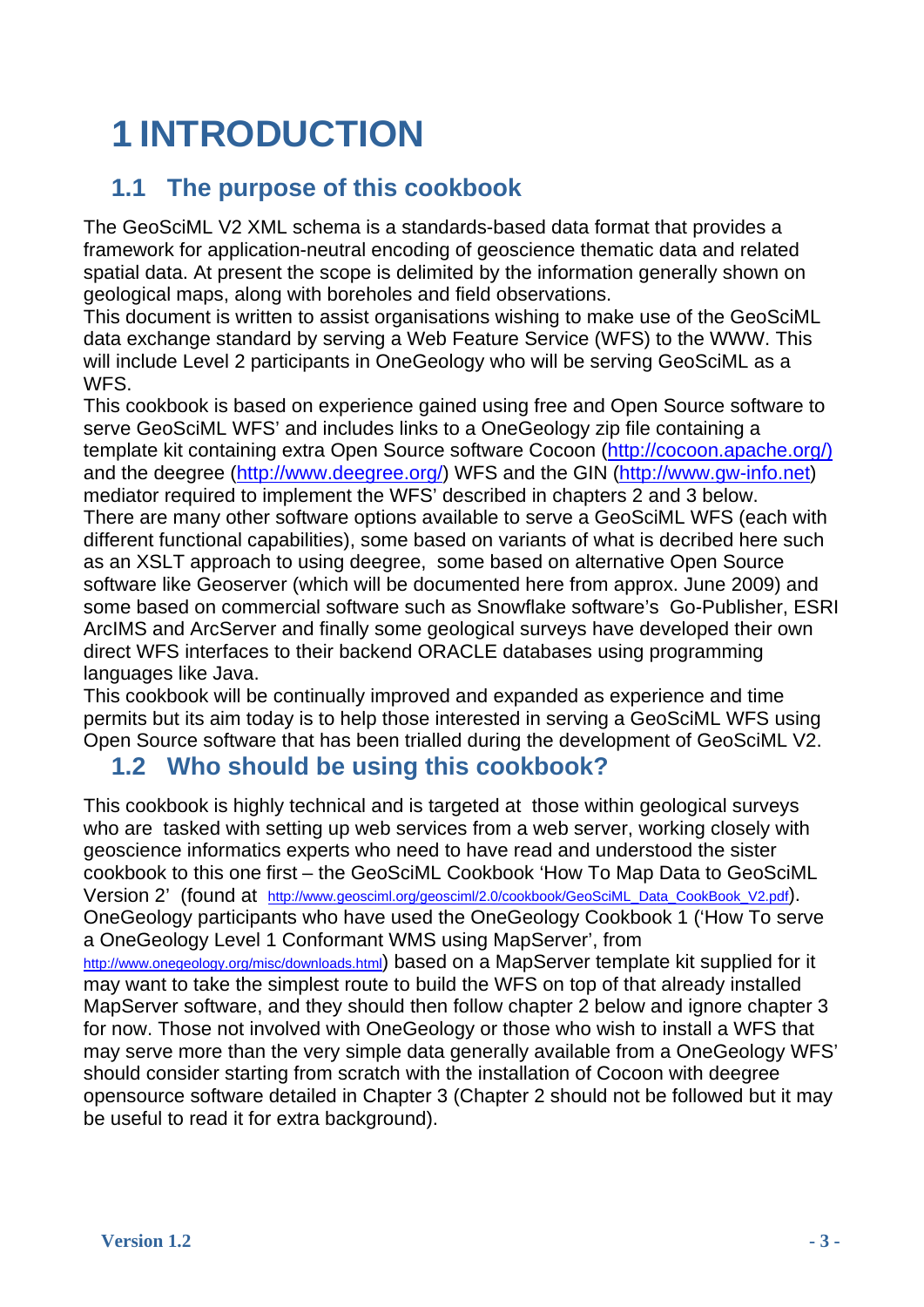# 1 INTRODUCTION

## 1.1 The purpose of this cookbook

The GeoSciML V2 XML schema is a standards-based data format that provides a framework for application-neutral encoding of geoscience thematic data and related spatial data. At present the scope is delimited by the information generally shown on geological maps, along with boreholes and field observations.
This document is written to assist organisations wishing to make use of the GeoSciML data exchange standard by serving a Web Feature Service (WFS) to the WWW. This will include Level 2 participants in OneGeology who will be serving GeoSciML as a WFS.
This cookbook is based on experience gained using free and Open Source software to serve GeoSciML WFS' and includes links to a OneGeology zip file containing a template kit containing extra Open Source software Cocoon (http://cocoon.apache.org/) and the deegree (http://www.deegree.org/) WFS and the GIN (http://www.gw-info.net) mediator required to implement the WFS' described in chapters 2 and 3 below.
There are many other software options available to serve a GeoSciML WFS (each with different functional capabilities), some based on variants of what is decribed here such as an XSLT approach to using deegree, some based on alternative Open Source software like Geoserver (which will be documented here from approx. June 2009) and some based on commercial software such as Snowflake software's Go-Publisher, ESRI ArcIMS and ArcServer and finally some geological surveys have developed their own direct WFS interfaces to their backend ORACLE databases using programming languages like Java.
This cookbook will be continually improved and expanded as experience and time permits but its aim today is to help those interested in serving a GeoSciML WFS using Open Source software that has been trialled during the development of GeoSciML V2.

## 1.2 Who should be using this cookbook?

This cookbook is highly technical and is targeted at those within geological surveys who are tasked with setting up web services from a web server, working closely with geoscience informatics experts who need to have read and understood the sister cookbook to this one first – the GeoSciML Cookbook 'How To Map Data to GeoSciML Version 2' (found at http://www.geosciml.org/geosciml/2.0/cookbook/GeoSciML_Data_CookBook_V2.pdf). OneGeology participants who have used the OneGeology Cookbook 1 ('How To serve a OneGeology Level 1 Conformant WMS using MapServer', from http://www.onegeology.org/misc/downloads.html) based on a MapServer template kit supplied for it may want to take the simplest route to build the WFS on top of that already installed MapServer software, and they should then follow chapter 2 below and ignore chapter 3 for now. Those not involved with OneGeology or those who wish to install a WFS that may serve more than the very simple data generally available from a OneGeology WFS' should consider starting from scratch with the installation of Cocoon with deegree opensource software detailed in Chapter 3 (Chapter 2 should not be followed but it may be useful to read it for extra background).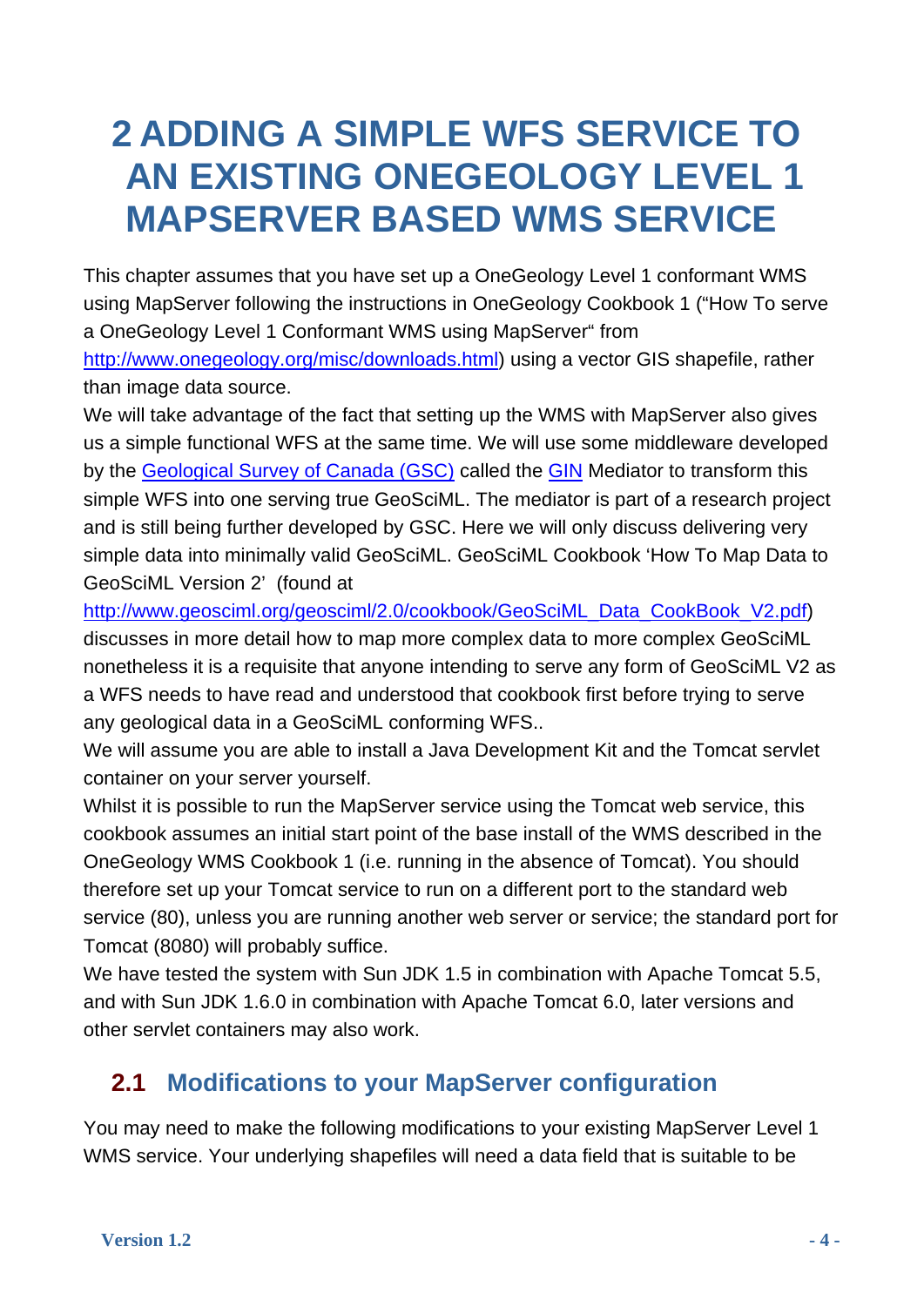# 2 ADDING A SIMPLE WFS SERVICE TO AN EXISTING ONEGEOLOGY LEVEL 1 MAPSERVER BASED WMS SERVICE

This chapter assumes that you have set up a OneGeology Level 1 conformant WMS using MapServer following the instructions in OneGeology Cookbook 1 ("How To serve a OneGeology Level 1 Conformant WMS using MapServer" from [http://www.onegeology.org/misc/downloads.html](http://www.onegeology.org/misc/downloads.html)) using a vector GIS shapefile, rather than image data source.

We will take advantage of the fact that setting up the WMS with MapServer also gives us a simple functional WFS at the same time. We will use some middleware developed by the Geological Survey of Canada (GSC) called the GIN Mediator to transform this simple WFS into one serving true GeoSciML. The mediator is part of a research project and is still being further developed by GSC. Here we will only discuss delivering very simple data into minimally valid GeoSciML. GeoSciML Cookbook 'How To Map Data to GeoSciML Version 2' (found at [http://www.geosciml.org/geosciml/2.0/cookbook/GeoSciML_Data_CookBook_V2.pdf](http://www.geosciml.org/geosciml/2.0/cookbook/GeoSciML_Data_CookBook_V2.pdf)) discusses in more detail how to map more complex data to more complex GeoSciML nonetheless it is a requisite that anyone intending to serve any form of GeoSciML V2 as a WFS needs to have read and understood that cookbook first before trying to serve any geological data in a GeoSciML conforming WFS..

We will assume you are able to install a Java Development Kit and the Tomcat servlet container on your server yourself.

Whilst it is possible to run the MapServer service using the Tomcat web service, this cookbook assumes an initial start point of the base install of the WMS described in the OneGeology WMS Cookbook 1 (i.e. running in the absence of Tomcat). You should therefore set up your Tomcat service to run on a different port to the standard web service (80), unless you are running another web server or service; the standard port for Tomcat (8080) will probably suffice.

We have tested the system with Sun JDK 1.5 in combination with Apache Tomcat 5.5, and with Sun JDK 1.6.0 in combination with Apache Tomcat 6.0, later versions and other servlet containers may also work.

## 2.1 Modifications to your MapServer configuration

You may need to make the following modifications to your existing MapServer Level 1 WMS service. Your underlying shapefiles will need a data field that is suitable to be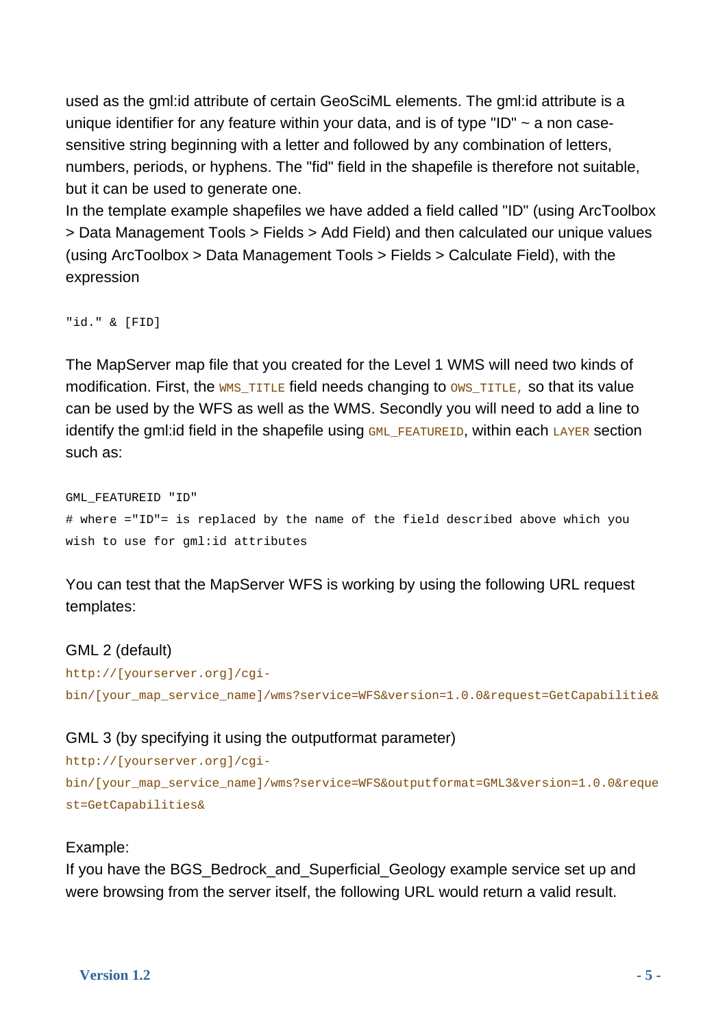used as the gml:id attribute of certain GeoSciML elements. The gml:id attribute is a unique identifier for any feature within your data, and is of type "ID" ~ a non case-sensitive string beginning with a letter and followed by any combination of letters, numbers, periods, or hyphens. The "fid" field in the shapefile is therefore not suitable, but it can be used to generate one.

In the template example shapefiles we have added a field called "ID" (using ArcToolbox > Data Management Tools > Fields > Add Field) and then calculated our unique values (using ArcToolbox > Data Management Tools > Fields > Calculate Field), with the expression

```
"id." & [FID]
```

The MapServer map file that you created for the Level 1 WMS will need two kinds of modification. First, the `WMS_TITLE` field needs changing to `OWS_TITLE,` so that its value can be used by the WFS as well as the WMS. Secondly you will need to add a line to identify the gml:id field in the shapefile using `GML_FEATUREID`, within each `LAYER` section such as:

```
GML_FEATUREID "ID"
# where ="ID"= is replaced by the name of the field described above which you
wish to use for gml:id attributes
```

You can test that the MapServer WFS is working by using the following URL request templates:

GML 2 (default)

```
http://[yourserver.org]/cgi-bin/[your_map_service_name]/wms?service=WFS&version=1.0.0&request=GetCapabilitie&
```

GML 3 (by specifying it using the outputformat parameter)

```
http://[yourserver.org]/cgi-bin/[your_map_service_name]/wms?service=WFS&outputformat=GML3&version=1.0.0&request=GetCapabilities&
```

Example:

If you have the BGS_Bedrock_and_Superficial_Geology example service set up and were browsing from the server itself, the following URL would return a valid result.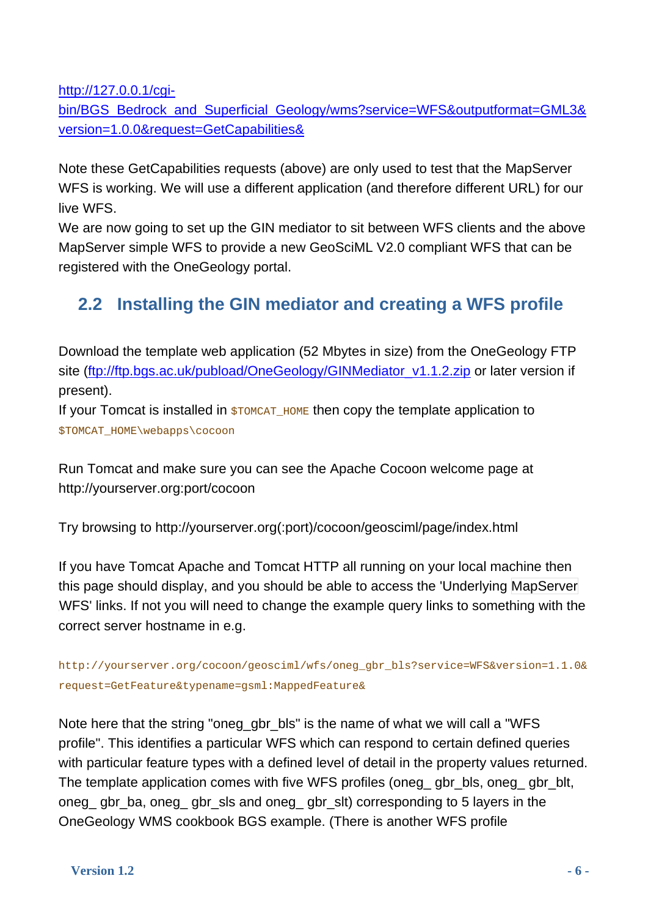[http://127.0.0.1/cgi-bin/BGS_Bedrock_and_Superficial_Geology/wms?service=WFS&outputformat=GML3&version=1.0.0&request=GetCapabilities&](http://127.0.0.1/cgi-bin/BGS_Bedrock_and_Superficial_Geology/wms?service=WFS&outputformat=GML3&version=1.0.0&request=GetCapabilities&)

Note these GetCapabilities requests (above) are only used to test that the MapServer WFS is working. We will use a different application (and therefore different URL) for our live WFS.
We are now going to set up the GIN mediator to sit between WFS clients and the above MapServer simple WFS to provide a new GeoSciML V2.0 compliant WFS that can be registered with the OneGeology portal.

## 2.2 Installing the GIN mediator and creating a WFS profile

Download the template web application (52 Mbytes in size) from the OneGeology FTP site ([ftp://ftp.bgs.ac.uk/pubload/OneGeology/GINMediator_v1.1.2.zip](ftp://ftp.bgs.ac.uk/pubload/OneGeology/GINMediator_v1.1.2.zip) or later version if present).
If your Tomcat is installed in `$TOMCAT_HOME` then copy the template application to `$TOMCAT_HOME\webapps\cocoon`

Run Tomcat and make sure you can see the Apache Cocoon welcome page at http://yourserver.org:port/cocoon

Try browsing to http://yourserver.org(:port)/cocoon/geosciml/page/index.html

If you have Tomcat Apache and Tomcat HTTP all running on your local machine then this page should display, and you should be able to access the 'Underlying MapServer WFS' links. If not you will need to change the example query links to something with the correct server hostname in e.g.

```
http://yourserver.org/cocoon/geosciml/wfs/oneg_gbr_bls?service=WFS&version=1.1.0&
request=GetFeature&typename=gsml:MappedFeature&
```

Note here that the string "oneg_gbr_bls" is the name of what we will call a "WFS profile". This identifies a particular WFS which can respond to certain defined queries with particular feature types with a defined level of detail in the property values returned. The template application comes with five WFS profiles (oneg_ gbr_bls, oneg_ gbr_blt, oneg_ gbr_ba, oneg_ gbr_sls and oneg_ gbr_slt) corresponding to 5 layers in the OneGeology WMS cookbook BGS example. (There is another WFS profile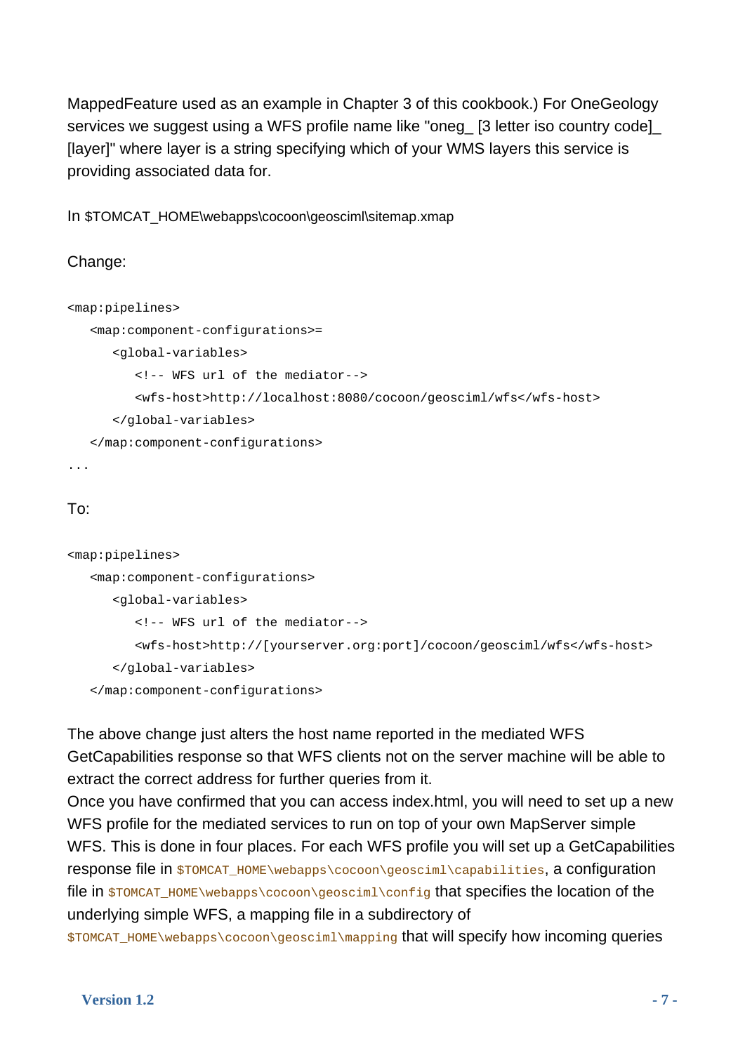MappedFeature used as an example in Chapter 3 of this cookbook.) For OneGeology services we suggest using a WFS profile name like "oneg_ [3 letter iso country code]_ [layer]" where layer is a string specifying which of your WMS layers this service is providing associated data for.

In $TOMCAT_HOME\webapps\cocoon\geosciml\sitemap.xmap

Change:

```
<map:pipelines>
   <map:component-configurations>=
      <global-variables>
         <!-- WFS url of the mediator-->
         <wfs-host>http://localhost:8080/cocoon/geosciml/wfs</wfs-host>
      </global-variables>
   </map:component-configurations>
...
```

To:

```
<map:pipelines>
   <map:component-configurations>
      <global-variables>
         <!-- WFS url of the mediator-->
         <wfs-host>http://[yourserver.org:port]/cocoon/geosciml/wfs</wfs-host>
      </global-variables>
   </map:component-configurations>
```

The above change just alters the host name reported in the mediated WFS GetCapabilities response so that WFS clients not on the server machine will be able to extract the correct address for further queries from it.
Once you have confirmed that you can access index.html, you will need to set up a new WFS profile for the mediated services to run on top of your own MapServer simple WFS. This is done in four places. For each WFS profile you will set up a GetCapabilities response file in `$TOMCAT_HOME\webapps\cocoon\geosciml\capabilities`, a configuration file in `$TOMCAT_HOME\webapps\cocoon\geosciml\config` that specifies the location of the underlying simple WFS, a mapping file in a subdirectory of `$TOMCAT_HOME\webapps\cocoon\geosciml\mapping` that will specify how incoming queries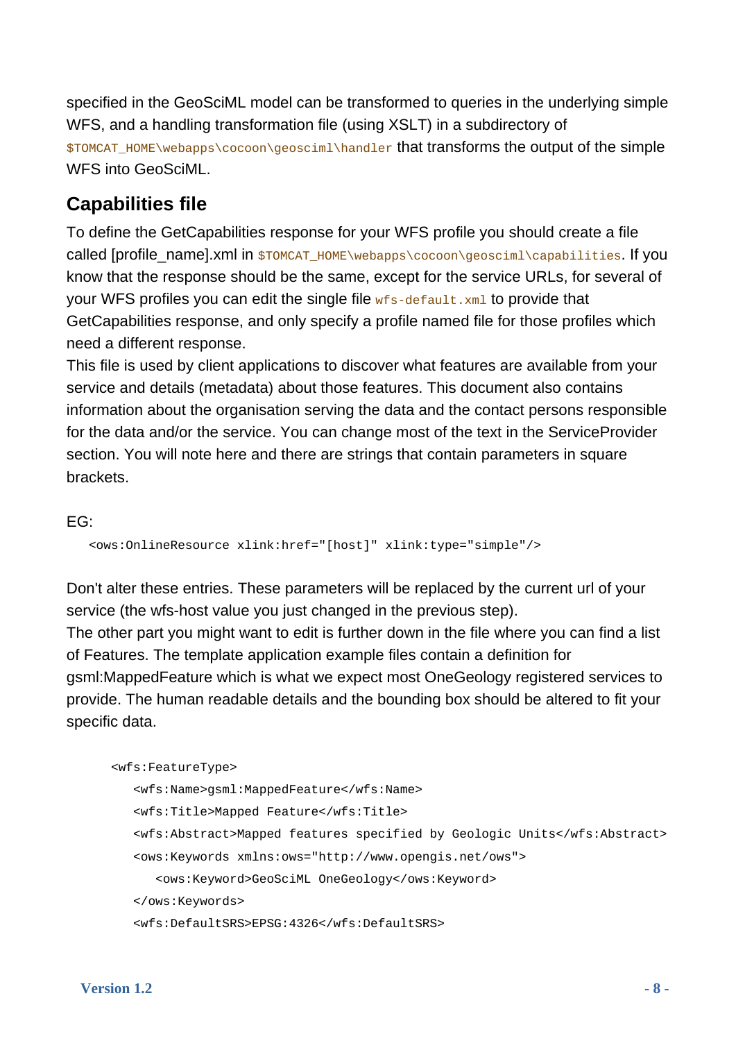specified in the GeoSciML model can be transformed to queries in the underlying simple WFS, and a handling transformation file (using XSLT) in a subdirectory of `$TOMCAT_HOME\webapps\cocoon\geosciml\handler` that transforms the output of the simple WFS into GeoSciML.

## Capabilities file

To define the GetCapabilities response for your WFS profile you should create a file called [profile_name].xml in `$TOMCAT_HOME\webapps\cocoon\geosciml\capabilities`. If you know that the response should be the same, except for the service URLs, for several of your WFS profiles you can edit the single file `wfs-default.xml` to provide that GetCapabilities response, and only specify a profile named file for those profiles which need a different response.

This file is used by client applications to discover what features are available from your service and details (metadata) about those features. This document also contains information about the organisation serving the data and the contact persons responsible for the data and/or the service. You can change most of the text in the ServiceProvider section. You will note here and there are strings that contain parameters in square brackets.

EG:

```
<ows:OnlineResource xlink:href="[host]" xlink:type="simple"/>
```

Don't alter these entries. These parameters will be replaced by the current url of your service (the wfs-host value you just changed in the previous step).

The other part you might want to edit is further down in the file where you can find a list of Features. The template application example files contain a definition for gsml:MappedFeature which is what we expect most OneGeology registered services to provide. The human readable details and the bounding box should be altered to fit your specific data.

```
<wfs:FeatureType>
   <wfs:Name>gsml:MappedFeature</wfs:Name>
   <wfs:Title>Mapped Feature</wfs:Title>
   <wfs:Abstract>Mapped features specified by Geologic Units</wfs:Abstract>
   <ows:Keywords xmlns:ows="http://www.opengis.net/ows">
      <ows:Keyword>GeoSciML OneGeology</ows:Keyword>
   </ows:Keywords>
   <wfs:DefaultSRS>EPSG:4326</wfs:DefaultSRS>
```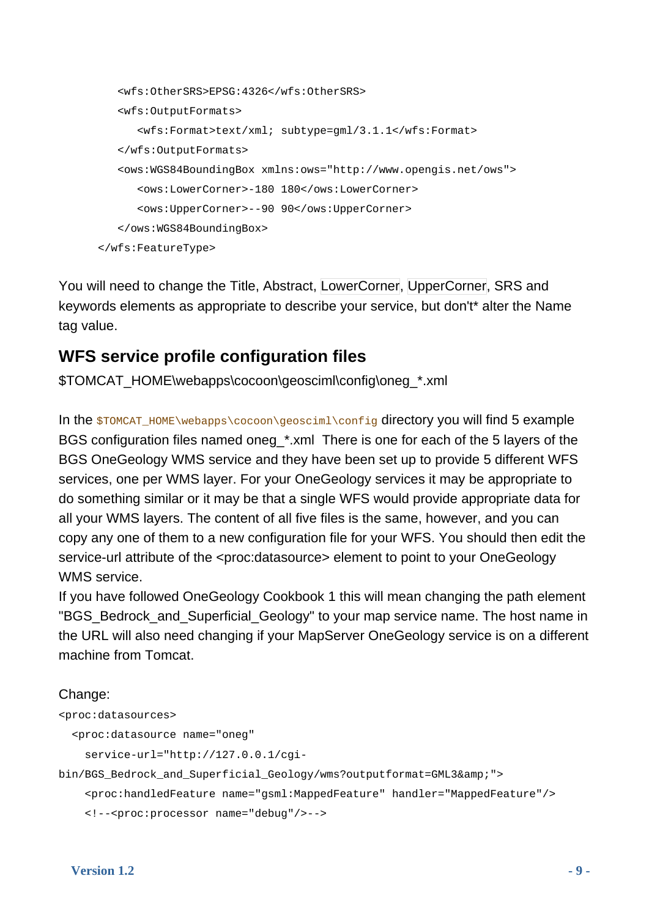```
      <wfs:OtherSRS>EPSG:4326</wfs:OtherSRS>
      <wfs:OutputFormats>
         <wfs:Format>text/xml; subtype=gml/3.1.1</wfs:Format>
      </wfs:OutputFormats>
      <ows:WGS84BoundingBox xmlns:ows="http://www.opengis.net/ows">
         <ows:LowerCorner>-180 180</ows:LowerCorner>
         <ows:UpperCorner>--90 90</ows:UpperCorner>
      </ows:WGS84BoundingBox>
   </wfs:FeatureType>
```

You will need to change the Title, Abstract, LowerCorner, UpperCorner, SRS and keywords elements as appropriate to describe your service, but don't* alter the Name tag value.

## WFS service profile configuration files

$TOMCAT_HOME\webapps\cocoon\geosciml\config\oneg_*.xml

In the `$TOMCAT_HOME\webapps\cocoon\geosciml\config` directory you will find 5 example BGS configuration files named oneg_*.xml There is one for each of the 5 layers of the BGS OneGeology WMS service and they have been set up to provide 5 different WFS services, one per WMS layer. For your OneGeology services it may be appropriate to do something similar or it may be that a single WFS would provide appropriate data for all your WMS layers. The content of all five files is the same, however, and you can copy any one of them to a new configuration file for your WFS. You should then edit the service-url attribute of the <proc:datasource> element to point to your OneGeology WMS service.
If you have followed OneGeology Cookbook 1 this will mean changing the path element "BGS_Bedrock_and_Superficial_Geology" to your map service name. The host name in the URL will also need changing if your MapServer OneGeology service is on a different machine from Tomcat.

Change:

```
<proc:datasources>
  <proc:datasource name="oneg"
    service-url="http://127.0.0.1/cgi-
bin/BGS_Bedrock_and_Superficial_Geology/wms?outputformat=GML3&amp;">
    <proc:handledFeature name="gsml:MappedFeature" handler="MappedFeature"/>
    <!--<proc:processor name="debug"/>-->
```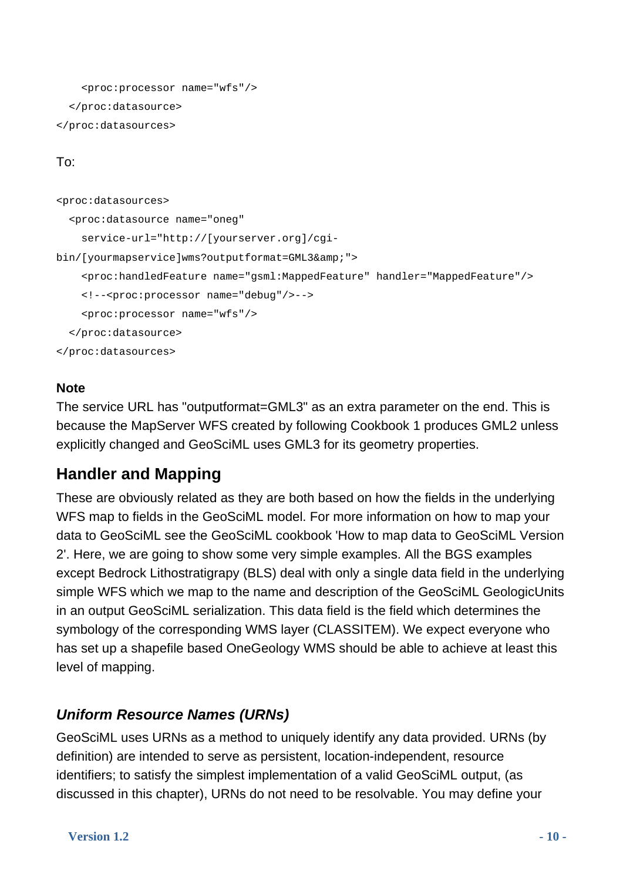```
    <proc:processor name="wfs"/>
  </proc:datasource>
</proc:datasources>
```

To:

```
<proc:datasources>
  <proc:datasource name="oneg"
    service-url="http://[yourserver.org]/cgi-
bin/[yourmapservice]wms?outputformat=GML3&amp;">
    <proc:handledFeature name="gsml:MappedFeature" handler="MappedFeature"/>
    <!--<proc:processor name="debug"/>-->
    <proc:processor name="wfs"/>
  </proc:datasource>
</proc:datasources>
```

**Note**

The service URL has "outputformat=GML3" as an extra parameter on the end. This is because the MapServer WFS created by following Cookbook 1 produces GML2 unless explicitly changed and GeoSciML uses GML3 for its geometry properties.

## Handler and Mapping

These are obviously related as they are both based on how the fields in the underlying WFS map to fields in the GeoSciML model. For more information on how to map your data to GeoSciML see the GeoSciML cookbook 'How to map data to GeoSciML Version 2'. Here, we are going to show some very simple examples. All the BGS examples except Bedrock Lithostratigrapy (BLS) deal with only a single data field in the underlying simple WFS which we map to the name and description of the GeoSciML GeologicUnits in an output GeoSciML serialization. This data field is the field which determines the symbology of the corresponding WMS layer (CLASSITEM). We expect everyone who has set up a shapefile based OneGeology WMS should be able to achieve at least this level of mapping.

### *Uniform Resource Names (URNs)*

GeoSciML uses URNs as a method to uniquely identify any data provided. URNs (by definition) are intended to serve as persistent, location-independent, resource identifiers; to satisfy the simplest implementation of a valid GeoSciML output, (as discussed in this chapter), URNs do not need to be resolvable. You may define your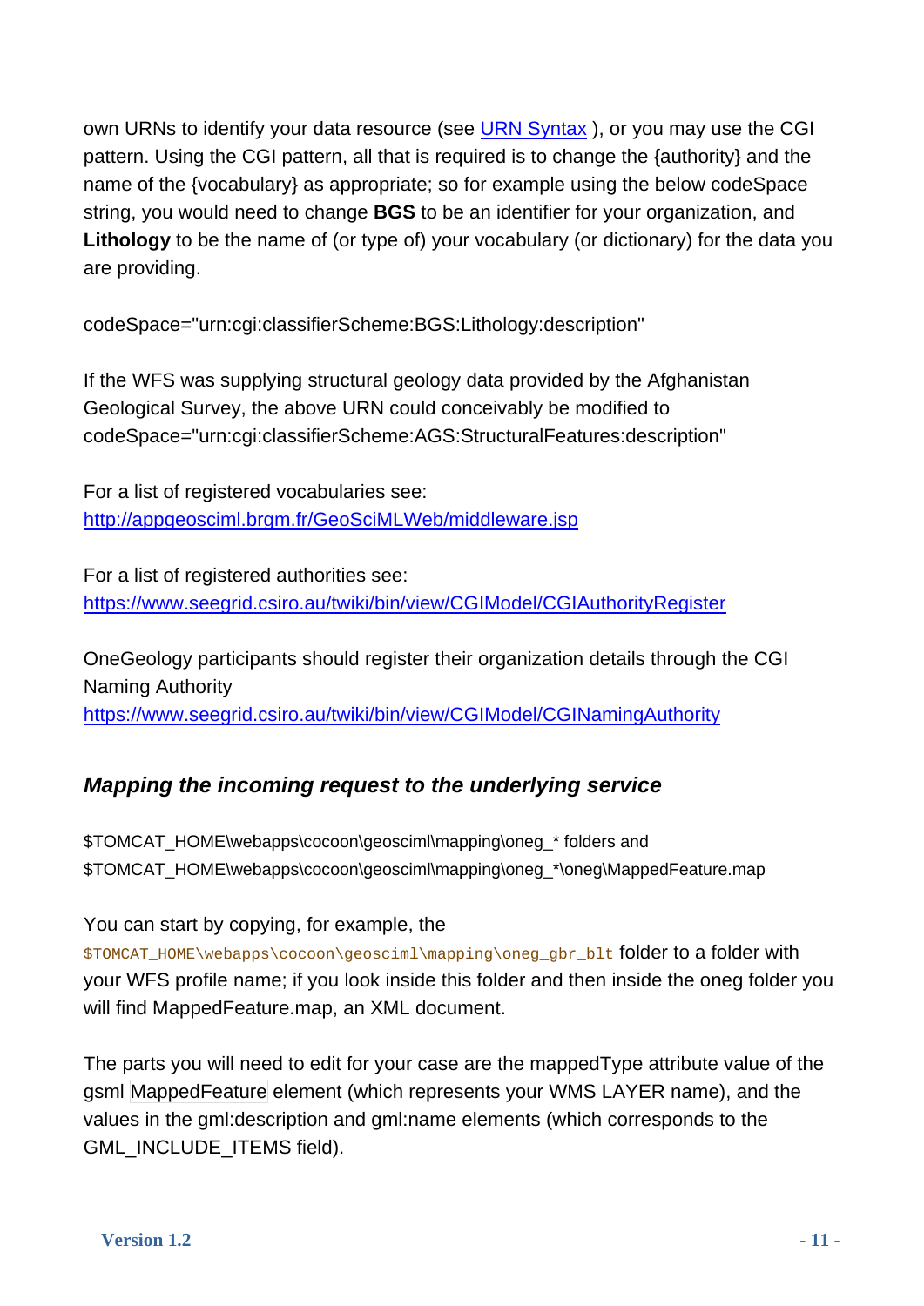own URNs to identify your data resource (see [URN Syntax](#) ), or you may use the CGI pattern. Using the CGI pattern, all that is required is to change the {authority} and the name of the {vocabulary} as appropriate; so for example using the below codeSpace string, you would need to change **BGS** to be an identifier for your organization, and **Lithology** to be the name of (or type of) your vocabulary (or dictionary) for the data you are providing.

codeSpace="urn:cgi:classifierScheme:BGS:Lithology:description"

If the WFS was supplying structural geology data provided by the Afghanistan Geological Survey, the above URN could conceivably be modified to codeSpace="urn:cgi:classifierScheme:AGS:StructuralFeatures:description"

For a list of registered vocabularies see:
http://appgeosciml.brgm.fr/GeoSciMLWeb/middleware.jsp

For a list of registered authorities see:
https://www.seegrid.csiro.au/twiki/bin/view/CGIModel/CGIAuthorityRegister

OneGeology participants should register their organization details through the CGI Naming Authority
https://www.seegrid.csiro.au/twiki/bin/view/CGIModel/CGINamingAuthority

### *Mapping the incoming request to the underlying service*

$TOMCAT_HOME\webapps\cocoon\geosciml\mapping\oneg_* folders and
$TOMCAT_HOME\webapps\cocoon\geosciml\mapping\oneg_*\oneg\MappedFeature.map

You can start by copying, for example, the `$TOMCAT_HOME\webapps\cocoon\geosciml\mapping\oneg_gbr_blt` folder to a folder with your WFS profile name; if you look inside this folder and then inside the oneg folder you will find MappedFeature.map, an XML document.

The parts you will need to edit for your case are the mappedType attribute value of the gsml MappedFeature element (which represents your WMS LAYER name), and the values in the gml:description and gml:name elements (which corresponds to the GML_INCLUDE_ITEMS field).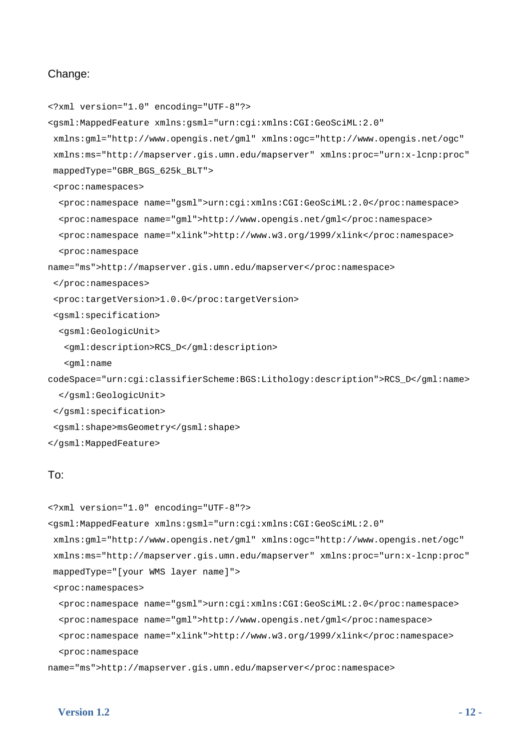Change:

```
<?xml version="1.0" encoding="UTF-8"?>
<gsml:MappedFeature xmlns:gsml="urn:cgi:xmlns:CGI:GeoSciML:2.0"
 xmlns:gml="http://www.opengis.net/gml" xmlns:ogc="http://www.opengis.net/ogc"
 xmlns:ms="http://mapserver.gis.umn.edu/mapserver" xmlns:proc="urn:x-lcnp:proc"
 mappedType="GBR_BGS_625k_BLT">
 <proc:namespaces>
  <proc:namespace name="gsml">urn:cgi:xmlns:CGI:GeoSciML:2.0</proc:namespace>
  <proc:namespace name="gml">http://www.opengis.net/gml</proc:namespace>
  <proc:namespace name="xlink">http://www.w3.org/1999/xlink</proc:namespace>
  <proc:namespace
name="ms">http://mapserver.gis.umn.edu/mapserver</proc:namespace>
 </proc:namespaces>
 <proc:targetVersion>1.0.0</proc:targetVersion>
 <gsml:specification>
  <gsml:GeologicUnit>
   <gml:description>RCS_D</gml:description>
   <gml:name
codeSpace="urn:cgi:classifierScheme:BGS:Lithology:description">RCS_D</gml:name>
  </gsml:GeologicUnit>
 </gsml:specification>
 <gsml:shape>msGeometry</gsml:shape>
</gsml:MappedFeature>
```

To:

```
<?xml version="1.0" encoding="UTF-8"?>
<gsml:MappedFeature xmlns:gsml="urn:cgi:xmlns:CGI:GeoSciML:2.0"
 xmlns:gml="http://www.opengis.net/gml" xmlns:ogc="http://www.opengis.net/ogc"
 xmlns:ms="http://mapserver.gis.umn.edu/mapserver" xmlns:proc="urn:x-lcnp:proc"
 mappedType="[your WMS layer name]">
 <proc:namespaces>
  <proc:namespace name="gsml">urn:cgi:xmlns:CGI:GeoSciML:2.0</proc:namespace>
  <proc:namespace name="gml">http://www.opengis.net/gml</proc:namespace>
  <proc:namespace name="xlink">http://www.w3.org/1999/xlink</proc:namespace>
  <proc:namespace
name="ms">http://mapserver.gis.umn.edu/mapserver</proc:namespace>
```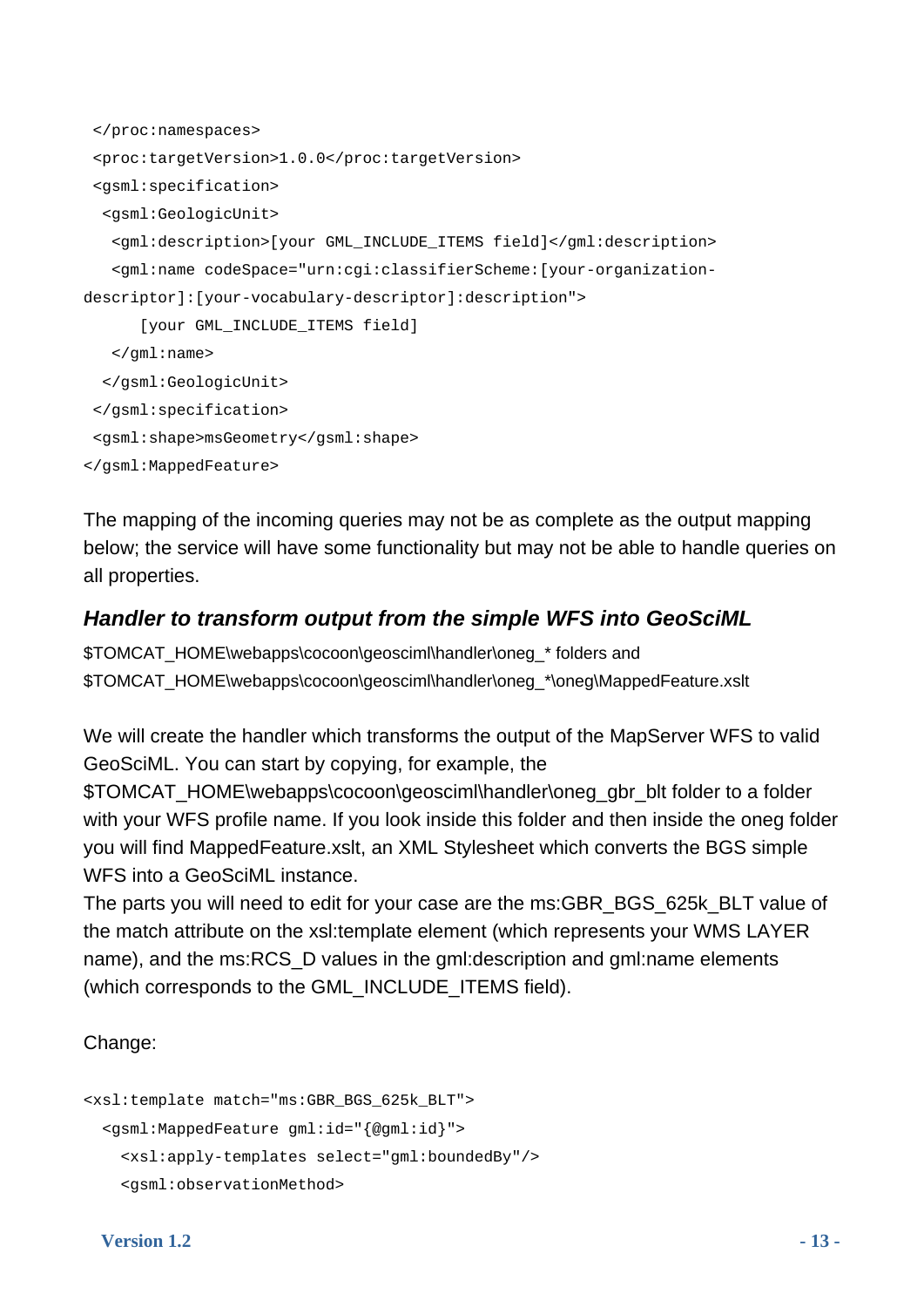```
 </proc:namespaces>
 <proc:targetVersion>1.0.0</proc:targetVersion>
 <gsml:specification>
  <gsml:GeologicUnit>
   <gml:description>[your GML_INCLUDE_ITEMS field]</gml:description>
   <gml:name codeSpace="urn:cgi:classifierScheme:[your-organization-
descriptor]:[your-vocabulary-descriptor]:description">
      [your GML_INCLUDE_ITEMS field]
   </gml:name>
  </gsml:GeologicUnit>
 </gsml:specification>
 <gsml:shape>msGeometry</gsml:shape>
</gsml:MappedFeature>
```

The mapping of the incoming queries may not be as complete as the output mapping below; the service will have some functionality but may not be able to handle queries on all properties.

### *Handler to transform output from the simple WFS into GeoSciML*

$TOMCAT_HOME\webapps\cocoon\geosciml\handler\oneg_* folders and
$TOMCAT_HOME\webapps\cocoon\geosciml\handler\oneg_*\oneg\MappedFeature.xslt

We will create the handler which transforms the output of the MapServer WFS to valid GeoSciML. You can start by copying, for example, the $TOMCAT_HOME\webapps\cocoon\geosciml\handler\oneg_gbr_blt folder to a folder with your WFS profile name. If you look inside this folder and then inside the oneg folder you will find MappedFeature.xslt, an XML Stylesheet which converts the BGS simple WFS into a GeoSciML instance.
The parts you will need to edit for your case are the ms:GBR_BGS_625k_BLT value of the match attribute on the xsl:template element (which represents your WMS LAYER name), and the ms:RCS_D values in the gml:description and gml:name elements (which corresponds to the GML_INCLUDE_ITEMS field).

Change:

```
<xsl:template match="ms:GBR_BGS_625k_BLT">
  <gsml:MappedFeature gml:id="{@gml:id}">
    <xsl:apply-templates select="gml:boundedBy"/>
    <gsml:observationMethod>
```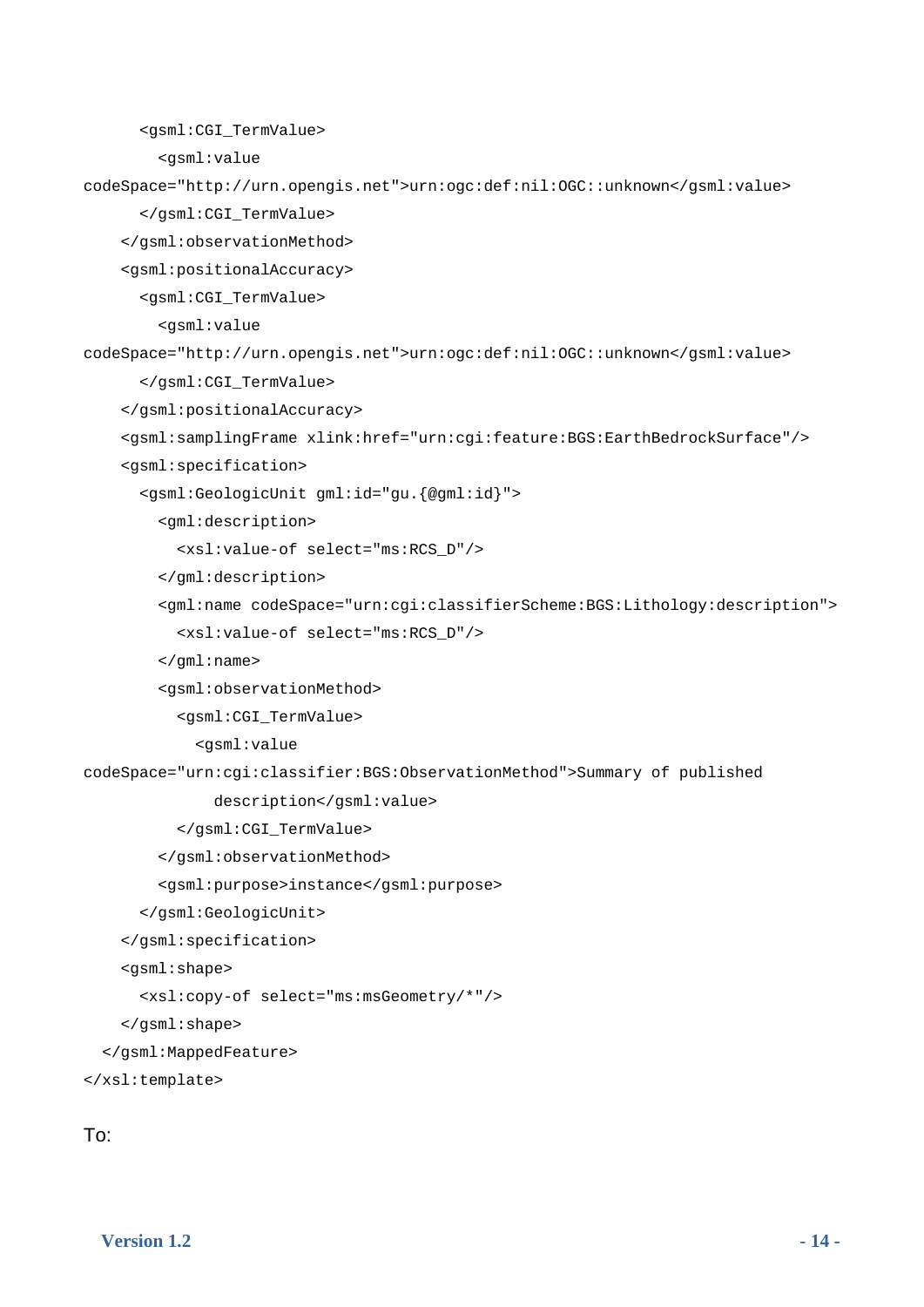```
      <gsml:CGI_TermValue>
        <gsml:value
codeSpace="http://urn.opengis.net">urn:ogc:def:nil:OGC::unknown</gsml:value>
      </gsml:CGI_TermValue>
    </gsml:observationMethod>
    <gsml:positionalAccuracy>
      <gsml:CGI_TermValue>
        <gsml:value
codeSpace="http://urn.opengis.net">urn:ogc:def:nil:OGC::unknown</gsml:value>
      </gsml:CGI_TermValue>
    </gsml:positionalAccuracy>
    <gsml:samplingFrame xlink:href="urn:cgi:feature:BGS:EarthBedrockSurface"/>
    <gsml:specification>
      <gsml:GeologicUnit gml:id="gu.{@gml:id}">
        <gml:description>
          <xsl:value-of select="ms:RCS_D"/>
        </gml:description>
        <gml:name codeSpace="urn:cgi:classifierScheme:BGS:Lithology:description">
          <xsl:value-of select="ms:RCS_D"/>
        </gml:name>
        <gsml:observationMethod>
          <gsml:CGI_TermValue>
            <gsml:value
codeSpace="urn:cgi:classifier:BGS:ObservationMethod">Summary of published
              description</gsml:value>
          </gsml:CGI_TermValue>
        </gsml:observationMethod>
        <gsml:purpose>instance</gsml:purpose>
      </gsml:GeologicUnit>
    </gsml:specification>
    <gsml:shape>
      <xsl:copy-of select="ms:msGeometry/*"/>
    </gsml:shape>
  </gsml:MappedFeature>
</xsl:template>
```

To: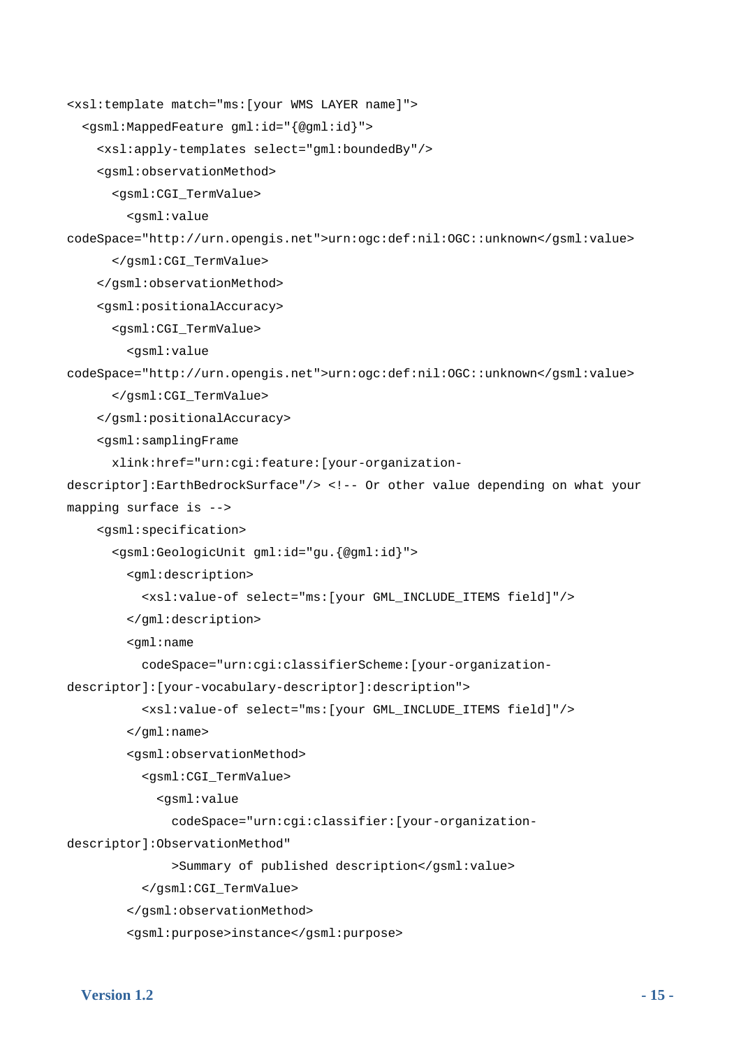```
<xsl:template match="ms:[your WMS LAYER name]">
  <gsml:MappedFeature gml:id="{@gml:id}">
    <xsl:apply-templates select="gml:boundedBy"/>
    <gsml:observationMethod>
      <gsml:CGI_TermValue>
        <gsml:value
codeSpace="http://urn.opengis.net">urn:ogc:def:nil:OGC::unknown</gsml:value>
      </gsml:CGI_TermValue>
    </gsml:observationMethod>
    <gsml:positionalAccuracy>
      <gsml:CGI_TermValue>
        <gsml:value
codeSpace="http://urn.opengis.net">urn:ogc:def:nil:OGC::unknown</gsml:value>
      </gsml:CGI_TermValue>
    </gsml:positionalAccuracy>
    <gsml:samplingFrame
      xlink:href="urn:cgi:feature:[your-organization-
descriptor]:EarthBedrockSurface"/> <!-- Or other value depending on what your
mapping surface is -->
    <gsml:specification>
      <gsml:GeologicUnit gml:id="gu.{@gml:id}">
        <gml:description>
          <xsl:value-of select="ms:[your GML_INCLUDE_ITEMS field]"/>
        </gml:description>
        <gml:name
          codeSpace="urn:cgi:classifierScheme:[your-organization-
descriptor]:[your-vocabulary-descriptor]:description">
          <xsl:value-of select="ms:[your GML_INCLUDE_ITEMS field]"/>
        </gml:name>
        <gsml:observationMethod>
          <gsml:CGI_TermValue>
            <gsml:value
              codeSpace="urn:cgi:classifier:[your-organization-
descriptor]:ObservationMethod"
              >Summary of published description</gsml:value>
          </gsml:CGI_TermValue>
        </gsml:observationMethod>
        <gsml:purpose>instance</gsml:purpose>
```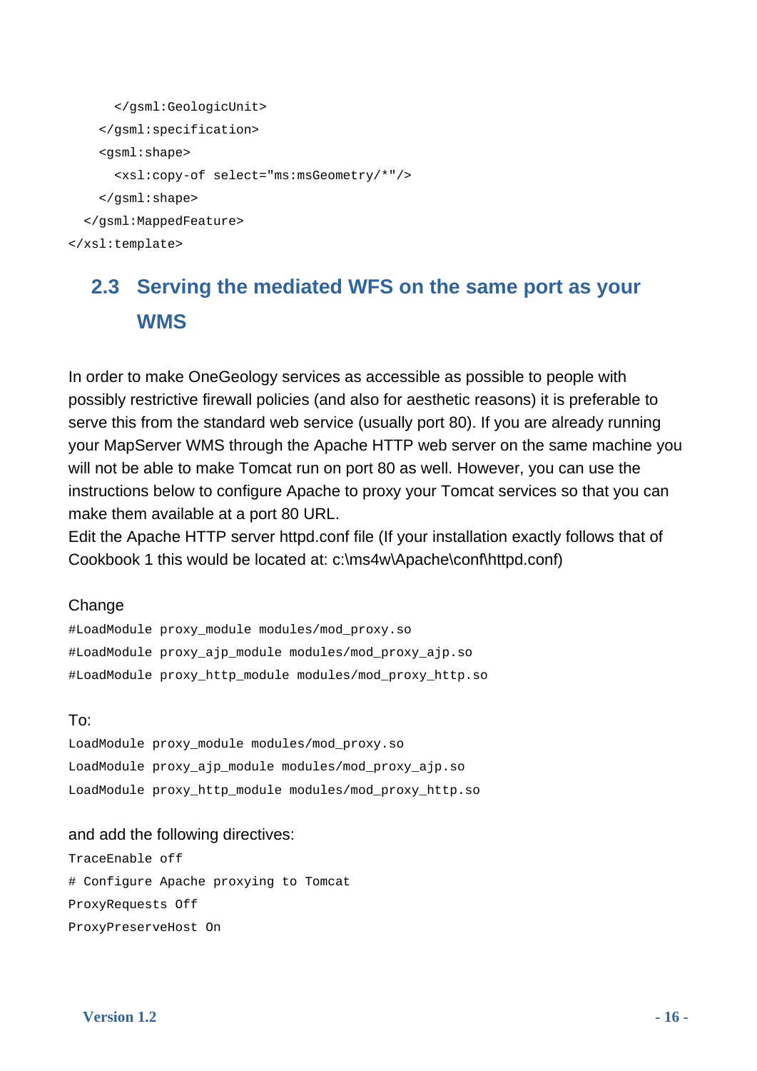```
      </gsml:GeologicUnit>
    </gsml:specification>
    <gsml:shape>
      <xsl:copy-of select="ms:msGeometry/*"/>
    </gsml:shape>
  </gsml:MappedFeature>
</xsl:template>
```

## 2.3 Serving the mediated WFS on the same port as your WMS

In order to make OneGeology services as accessible as possible to people with possibly restrictive firewall policies (and also for aesthetic reasons) it is preferable to serve this from the standard web service (usually port 80). If you are already running your MapServer WMS through the Apache HTTP web server on the same machine you will not be able to make Tomcat run on port 80 as well. However, you can use the instructions below to configure Apache to proxy your Tomcat services so that you can make them available at a port 80 URL.

Edit the Apache HTTP server httpd.conf file (If your installation exactly follows that of Cookbook 1 this would be located at: c:\ms4w\Apache\conf\httpd.conf)

Change

```
#LoadModule proxy_module modules/mod_proxy.so
#LoadModule proxy_ajp_module modules/mod_proxy_ajp.so
#LoadModule proxy_http_module modules/mod_proxy_http.so
```

To:

```
LoadModule proxy_module modules/mod_proxy.so
LoadModule proxy_ajp_module modules/mod_proxy_ajp.so
LoadModule proxy_http_module modules/mod_proxy_http.so
```

and add the following directives:

```
TraceEnable off
# Configure Apache proxying to Tomcat
ProxyRequests Off
ProxyPreserveHost On
```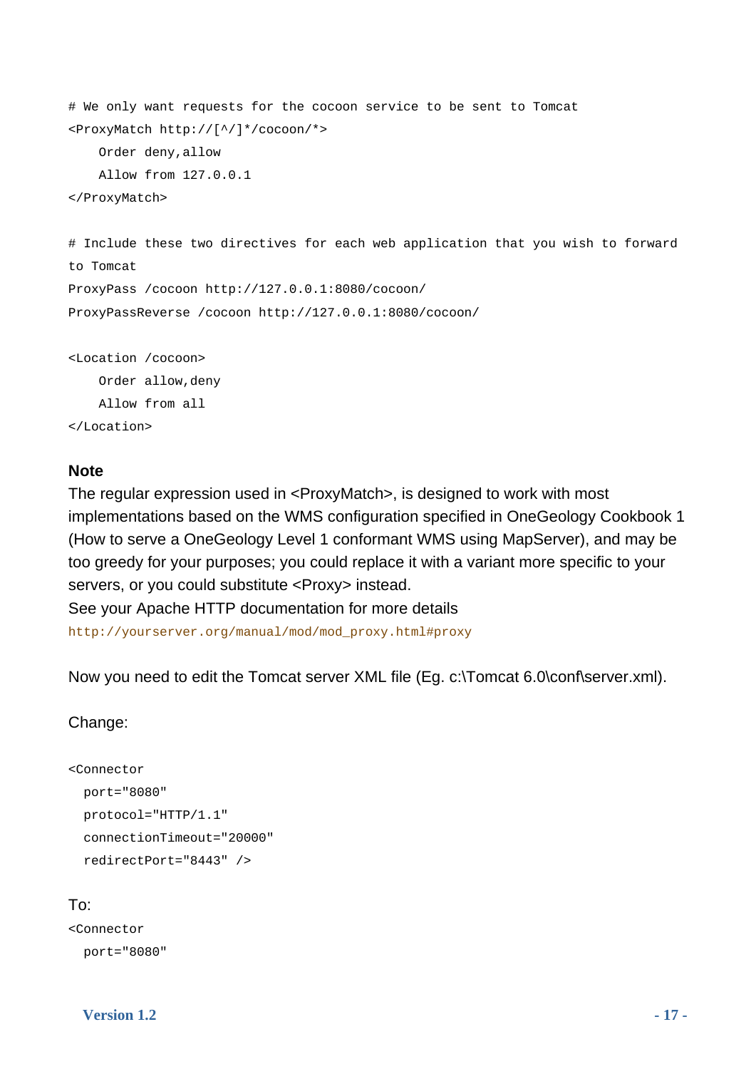```
# We only want requests for the cocoon service to be sent to Tomcat
<ProxyMatch http://[^/]*/cocoon/*>
    Order deny,allow
    Allow from 127.0.0.1
</ProxyMatch>

# Include these two directives for each web application that you wish to forward
to Tomcat
ProxyPass /cocoon http://127.0.0.1:8080/cocoon/
ProxyPassReverse /cocoon http://127.0.0.1:8080/cocoon/

<Location /cocoon>
    Order allow,deny
    Allow from all
</Location>
```

**Note**

The regular expression used in <ProxyMatch>, is designed to work with most implementations based on the WMS configuration specified in OneGeology Cookbook 1 (How to serve a OneGeology Level 1 conformant WMS using MapServer), and may be too greedy for your purposes; you could replace it with a variant more specific to your servers, or you could substitute <Proxy> instead.

See your Apache HTTP documentation for more details

http://yourserver.org/manual/mod/mod_proxy.html#proxy

Now you need to edit the Tomcat server XML file (Eg. c:\Tomcat 6.0\conf\server.xml).

Change:

```
<Connector
  port="8080"
  protocol="HTTP/1.1"
  connectionTimeout="20000"
  redirectPort="8443" />
```

To:

```
<Connector
  port="8080"
```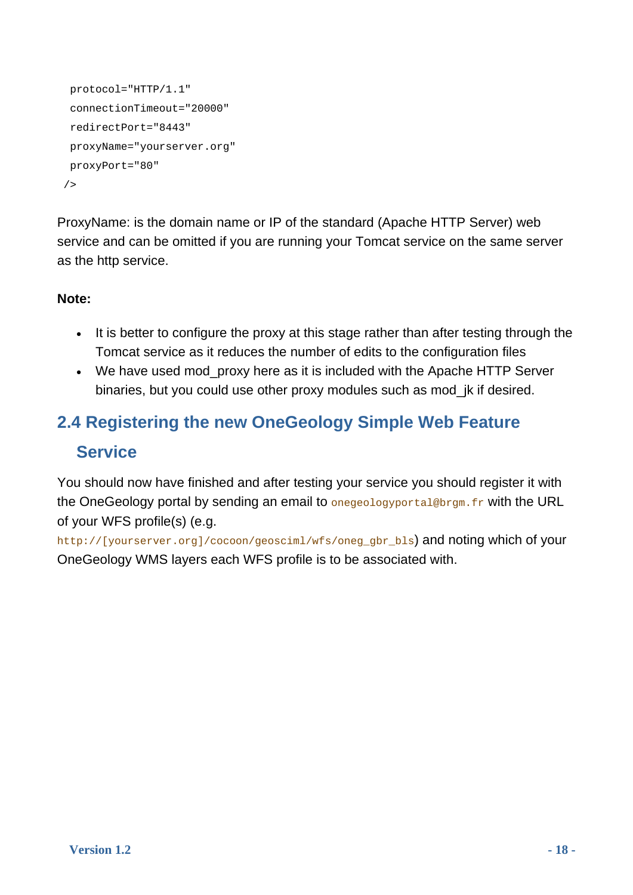```
  protocol="HTTP/1.1"
  connectionTimeout="20000"
  redirectPort="8443"
  proxyName="yourserver.org"
  proxyPort="80"
 />
```

ProxyName: is the domain name or IP of the standard (Apache HTTP Server) web service and can be omitted if you are running your Tomcat service on the same server as the http service.

**Note:**

- It is better to configure the proxy at this stage rather than after testing through the Tomcat service as it reduces the number of edits to the configuration files
- We have used mod_proxy here as it is included with the Apache HTTP Server binaries, but you could use other proxy modules such as mod_jk if desired.

## 2.4 Registering the new OneGeology Simple Web Feature Service

You should now have finished and after testing your service you should register it with the OneGeology portal by sending an email to `onegeologyportal@brgm.fr` with the URL of your WFS profile(s) (e.g. `http://[yourserver.org]/cocoon/geosciml/wfs/oneg_gbr_bls`) and noting which of your OneGeology WMS layers each WFS profile is to be associated with.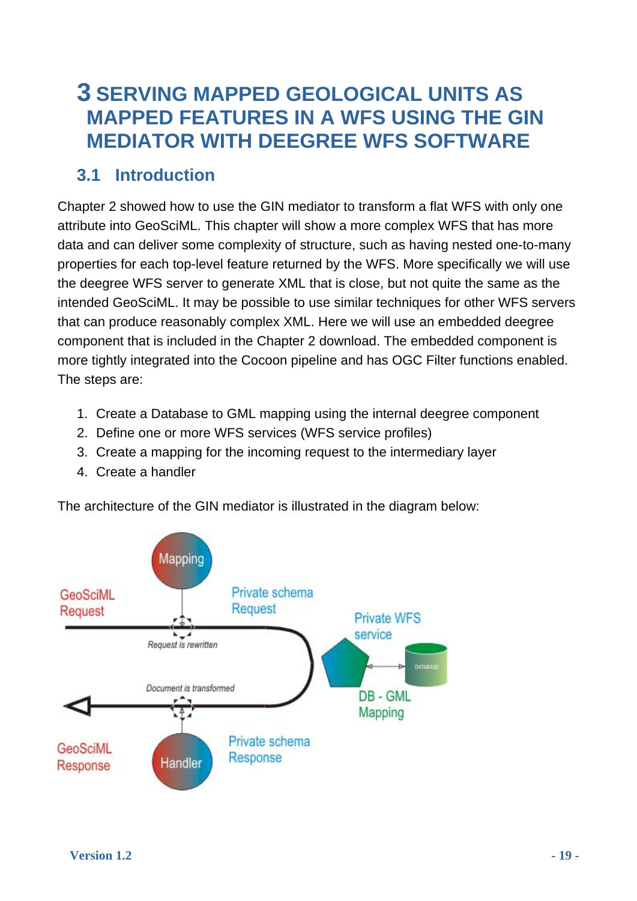# 3 SERVING MAPPED GEOLOGICAL UNITS AS MAPPED FEATURES IN A WFS USING THE GIN MEDIATOR WITH DEEGREE WFS SOFTWARE

## 3.1 Introduction

Chapter 2 showed how to use the GIN mediator to transform a flat WFS with only one attribute into GeoSciML. This chapter will show a more complex WFS that has more data and can deliver some complexity of structure, such as having nested one-to-many properties for each top-level feature returned by the WFS. More specifically we will use the deegree WFS server to generate XML that is close, but not quite the same as the intended GeoSciML. It may be possible to use similar techniques for other WFS servers that can produce reasonably complex XML. Here we will use an embedded deegree component that is included in the Chapter 2 download. The embedded component is more tightly integrated into the Cocoon pipeline and has OGC Filter functions enabled. The steps are:

1. Create a Database to GML mapping using the internal deegree component
2. Define one or more WFS services (WFS service profiles)
3. Create a mapping for the incoming request to the intermediary layer
4. Create a handler

The architecture of the GIN mediator is illustrated in the diagram below: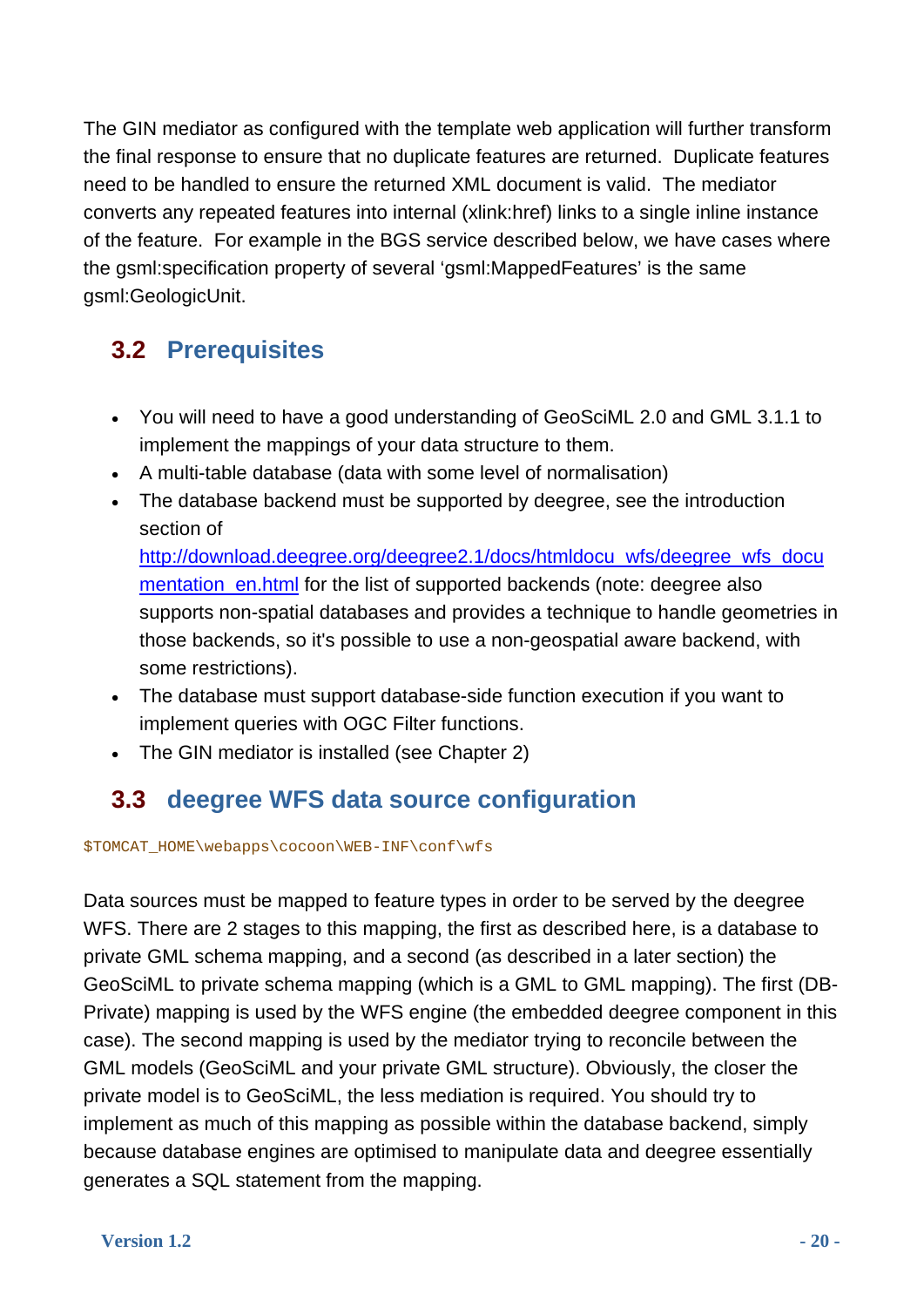The GIN mediator as configured with the template web application will further transform the final response to ensure that no duplicate features are returned. Duplicate features need to be handled to ensure the returned XML document is valid. The mediator converts any repeated features into internal (xlink:href) links to a single inline instance of the feature. For example in the BGS service described below, we have cases where the gsml:specification property of several 'gsml:MappedFeatures' is the same gsml:GeologicUnit.

## 3.2 Prerequisites

- You will need to have a good understanding of GeoSciML 2.0 and GML 3.1.1 to implement the mappings of your data structure to them.
- A multi-table database (data with some level of normalisation)
- The database backend must be supported by deegree, see the introduction section of [http://download.deegree.org/deegree2.1/docs/htmldocu_wfs/deegree_wfs_documentation_en.html](http://download.deegree.org/deegree2.1/docs/htmldocu_wfs/deegree_wfs_documentation_en.html) for the list of supported backends (note: deegree also supports non-spatial databases and provides a technique to handle geometries in those backends, so it's possible to use a non-geospatial aware backend, with some restrictions).
- The database must support database-side function execution if you want to implement queries with OGC Filter functions.
- The GIN mediator is installed (see Chapter 2)

## 3.3 deegree WFS data source configuration

```
$TOMCAT_HOME\webapps\cocoon\WEB-INF\conf\wfs
```

Data sources must be mapped to feature types in order to be served by the deegree WFS. There are 2 stages to this mapping, the first as described here, is a database to private GML schema mapping, and a second (as described in a later section) the GeoSciML to private schema mapping (which is a GML to GML mapping). The first (DB-Private) mapping is used by the WFS engine (the embedded deegree component in this case). The second mapping is used by the mediator trying to reconcile between the GML models (GeoSciML and your private GML structure). Obviously, the closer the private model is to GeoSciML, the less mediation is required. You should try to implement as much of this mapping as possible within the database backend, simply because database engines are optimised to manipulate data and deegree essentially generates a SQL statement from the mapping.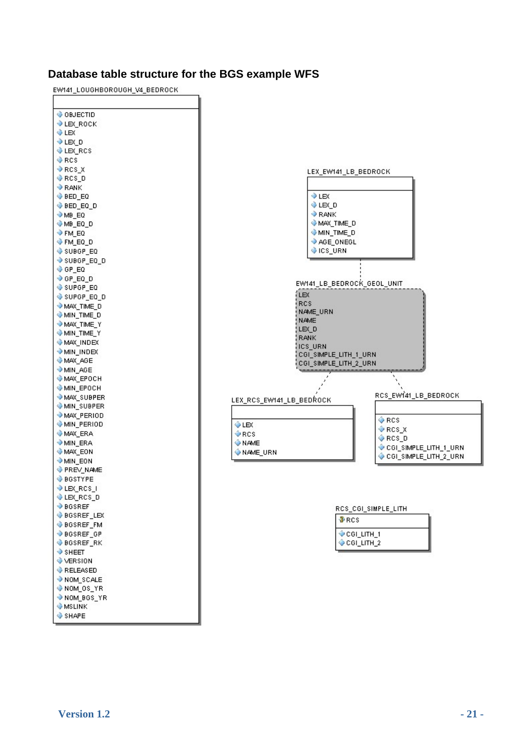## Database table structure for the BGS example WFS

**EW141_LOUGHBOROUGH_V4_BEDROCK**

- OBJECTID
- LEX_ROCK
- LEX
- LEX_D
- LEX_RCS
- RCS
- RCS_X
- RCS_D
- RANK
- BED_EQ
- BED_EQ_D
- MB_EQ
- MB_EQ_D
- FM_EQ
- FM_EQ_D
- SUBGP_EQ
- SUBGP_EQ_D
- GP_EQ
- GP_EQ_D
- SUPGP_EQ
- SUPGP_EQ_D
- MAX_TIME_D
- MIN_TIME_D
- MAX_TIME_Y
- MIN_TIME_Y
- MAX_INDEX
- MIN_INDEX
- MAX_AGE
- MIN_AGE
- MAX_EPOCH
- MIN_EPOCH
- MAX_SUBPER
- MIN_SUBPER
- MAX_PERIOD
- MIN_PERIOD
- MAX_ERA
- MIN_ERA
- MAX_EON
- MIN_EON
- PREV_NAME
- BGSTYPE
- LEX_RCS_I
- LEX_RCS_D
- BGSREF
- BGSREF_LEX
- BGSREF_FM
- BGSREF_GP
- BGSREF_RK
- SHEET
- VERSION
- RELEASED
- NOM_SCALE
- NOM_OS_YR
- NOM_BGS_YR
- MSLINK
- SHAPE

**LEX_EW141_LB_BEDROCK**

- LEX
- LEX_D
- RANK
- MAX_TIME_D
- MIN_TIME_D
- AGE_ONEGL
- ICS_URN

**EW141_LB_BEDROCK_GEOL_UNIT**

- LEX
- RCS
- NAME_URN
- NAME
- LEX_D
- RANK
- ICS_URN
- CGI_SIMPLE_LITH_1_URN
- CGI_SIMPLE_LITH_2_URN

**LEX_RCS_EW141_LB_BEDROCK**

- LEX
- RCS
- NAME
- NAME_URN

**RCS_EW141_LB_BEDROCK**

- RCS
- RCS_X
- RCS_D
- CGI_SIMPLE_LITH_1_URN
- CGI_SIMPLE_LITH_2_URN

**RCS_CGI_SIMPLE_LITH**

- RCS
- CGI_LITH_1
- CGI_LITH_2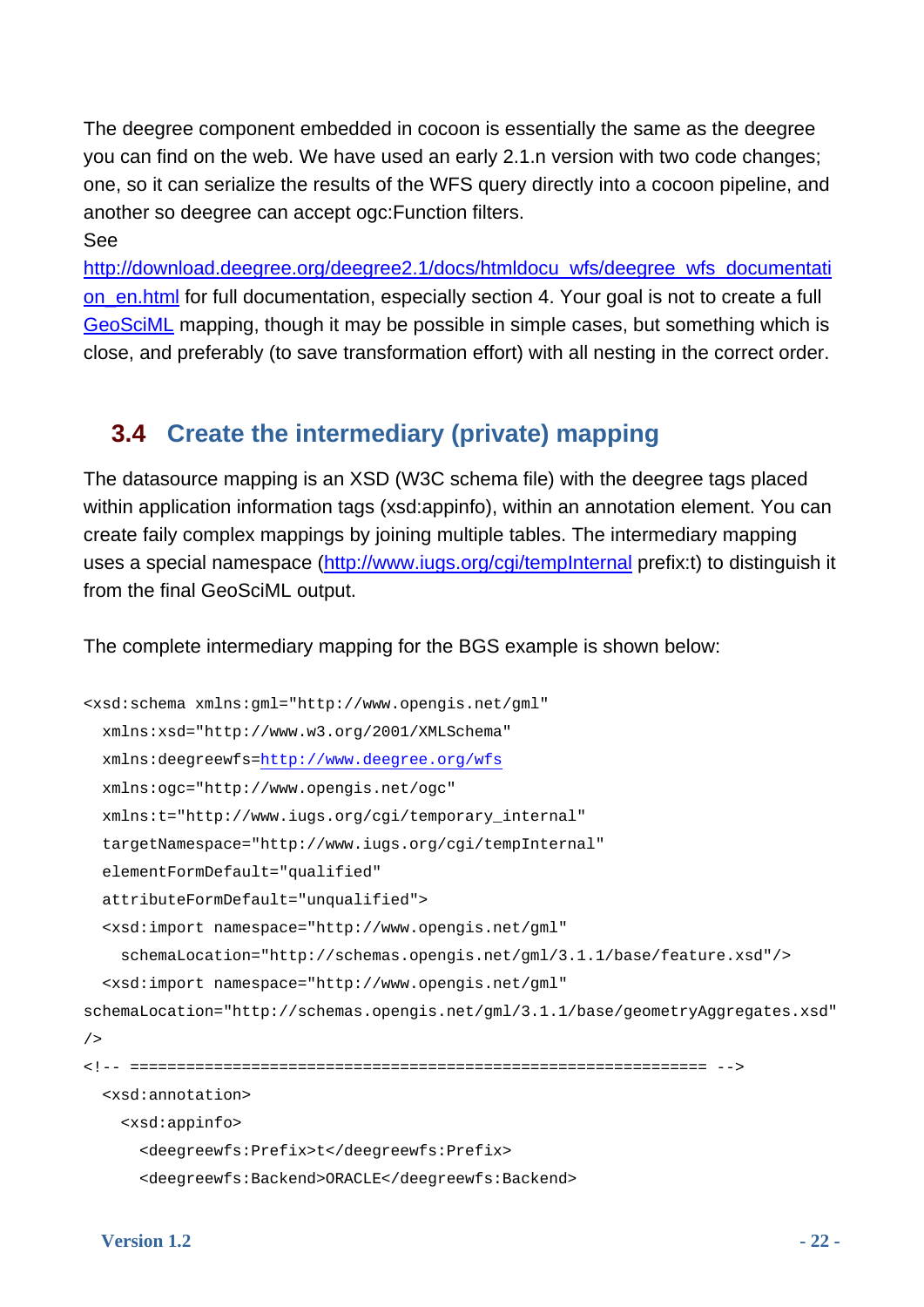The deegree component embedded in cocoon is essentially the same as the deegree you can find on the web. We have used an early 2.1.n version with two code changes; one, so it can serialize the results of the WFS query directly into a cocoon pipeline, and another so deegree can accept ogc:Function filters.

See

http://download.deegree.org/deegree2.1/docs/htmldocu_wfs/deegree_wfs_documentation_en.html for full documentation, especially section 4. Your goal is not to create a full GeoSciML mapping, though it may be possible in simple cases, but something which is close, and preferably (to save transformation effort) with all nesting in the correct order.

## 3.4 Create the intermediary (private) mapping

The datasource mapping is an XSD (W3C schema file) with the deegree tags placed within application information tags (xsd:appinfo), within an annotation element. You can create faily complex mappings by joining multiple tables. The intermediary mapping uses a special namespace (http://www.iugs.org/cgi/tempInternal prefix:t) to distinguish it from the final GeoSciML output.

The complete intermediary mapping for the BGS example is shown below:

```
<xsd:schema xmlns:gml="http://www.opengis.net/gml"
  xmlns:xsd="http://www.w3.org/2001/XMLSchema"
  xmlns:deegreewfs=http://www.deegree.org/wfs
  xmlns:ogc="http://www.opengis.net/ogc"
  xmlns:t="http://www.iugs.org/cgi/temporary_internal"
  targetNamespace="http://www.iugs.org/cgi/tempInternal"
  elementFormDefault="qualified"
  attributeFormDefault="unqualified">
  <xsd:import namespace="http://www.opengis.net/gml"
    schemaLocation="http://schemas.opengis.net/gml/3.1.1/base/feature.xsd"/>
  <xsd:import namespace="http://www.opengis.net/gml"
schemaLocation="http://schemas.opengis.net/gml/3.1.1/base/geometryAggregates.xsd"
/>
<!-- ============================================================== -->
  <xsd:annotation>
    <xsd:appinfo>
      <deegreewfs:Prefix>t</deegreewfs:Prefix>
      <deegreewfs:Backend>ORACLE</deegreewfs:Backend>
```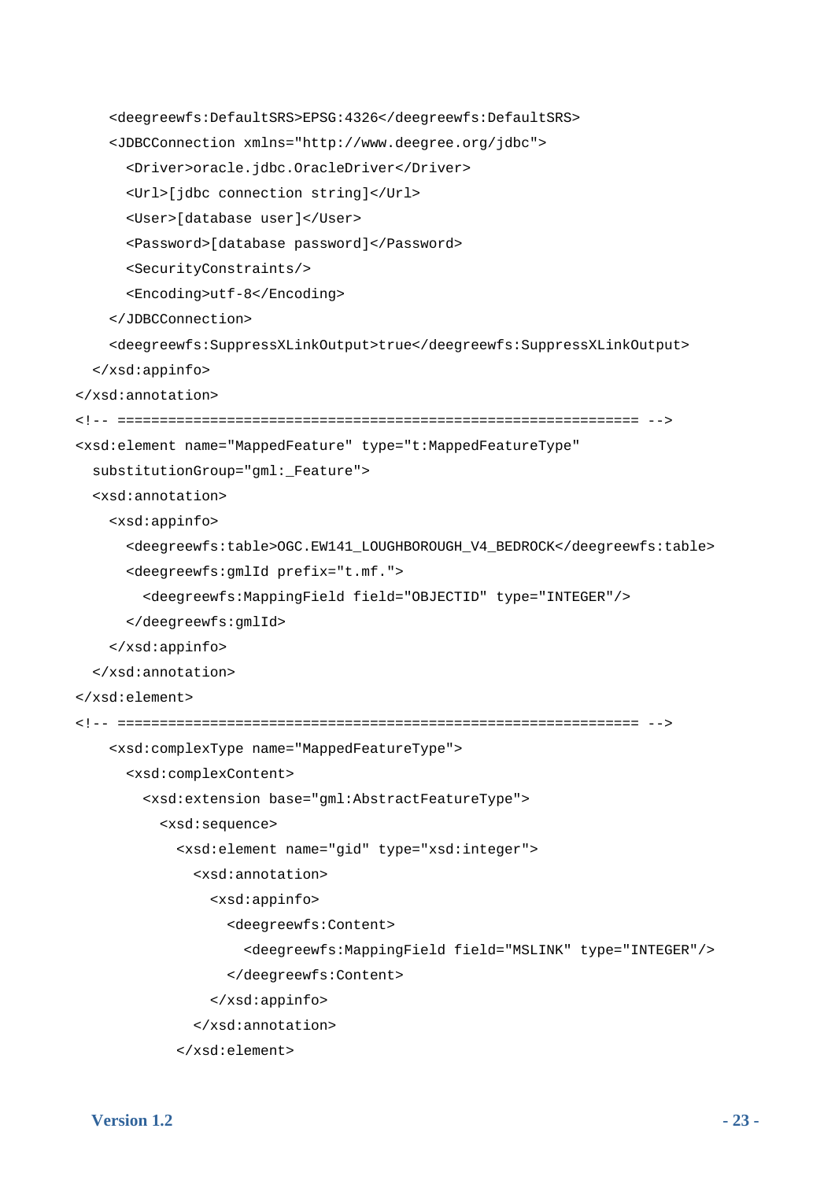```
    <deegreewfs:DefaultSRS>EPSG:4326</deegreewfs:DefaultSRS>
    <JDBCConnection xmlns="http://www.deegree.org/jdbc">
      <Driver>oracle.jdbc.OracleDriver</Driver>
      <Url>[jdbc connection string]</Url>
      <User>[database user]</User>
      <Password>[database password]</Password>
      <SecurityConstraints/>
      <Encoding>utf-8</Encoding>
    </JDBCConnection>
    <deegreewfs:SuppressXLinkOutput>true</deegreewfs:SuppressXLinkOutput>
  </xsd:appinfo>
</xsd:annotation>
<!-- ============================================================== -->
<xsd:element name="MappedFeature" type="t:MappedFeatureType"
  substitutionGroup="gml:_Feature">
  <xsd:annotation>
    <xsd:appinfo>
      <deegreewfs:table>OGC.EW141_LOUGHBOROUGH_V4_BEDROCK</deegreewfs:table>
      <deegreewfs:gmlId prefix="t.mf.">
        <deegreewfs:MappingField field="OBJECTID" type="INTEGER"/>
      </deegreewfs:gmlId>
    </xsd:appinfo>
  </xsd:annotation>
</xsd:element>
<!-- ============================================================== -->
    <xsd:complexType name="MappedFeatureType">
      <xsd:complexContent>
        <xsd:extension base="gml:AbstractFeatureType">
          <xsd:sequence>
            <xsd:element name="gid" type="xsd:integer">
              <xsd:annotation>
                <xsd:appinfo>
                  <deegreewfs:Content>
                    <deegreewfs:MappingField field="MSLINK" type="INTEGER"/>
                  </deegreewfs:Content>
                </xsd:appinfo>
              </xsd:annotation>
            </xsd:element>
```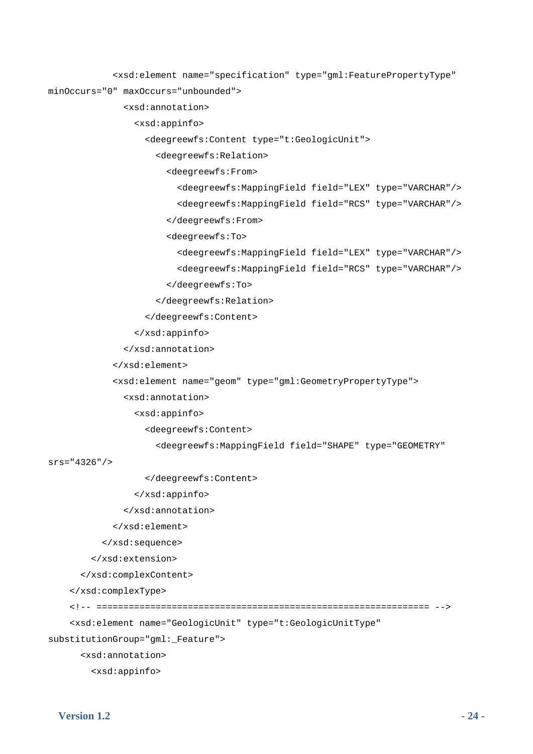```
            <xsd:element name="specification" type="gml:FeaturePropertyType"
minOccurs="0" maxOccurs="unbounded">
              <xsd:annotation>
                <xsd:appinfo>
                  <deegreewfs:Content type="t:GeologicUnit">
                    <deegreewfs:Relation>
                      <deegreewfs:From>
                        <deegreewfs:MappingField field="LEX" type="VARCHAR"/>
                        <deegreewfs:MappingField field="RCS" type="VARCHAR"/>
                      </deegreewfs:From>
                      <deegreewfs:To>
                        <deegreewfs:MappingField field="LEX" type="VARCHAR"/>
                        <deegreewfs:MappingField field="RCS" type="VARCHAR"/>
                      </deegreewfs:To>
                    </deegreewfs:Relation>
                  </deegreewfs:Content>
                </xsd:appinfo>
              </xsd:annotation>
            </xsd:element>
            <xsd:element name="geom" type="gml:GeometryPropertyType">
              <xsd:annotation>
                <xsd:appinfo>
                  <deegreewfs:Content>
                    <deegreewfs:MappingField field="SHAPE" type="GEOMETRY"
srs="4326"/>
                  </deegreewfs:Content>
                </xsd:appinfo>
              </xsd:annotation>
            </xsd:element>
          </xsd:sequence>
        </xsd:extension>
      </xsd:complexContent>
    </xsd:complexType>
    <!-- ============================================================ -->
    <xsd:element name="GeologicUnit" type="t:GeologicUnitType"
substitutionGroup="gml:_Feature">
      <xsd:annotation>
        <xsd:appinfo>
```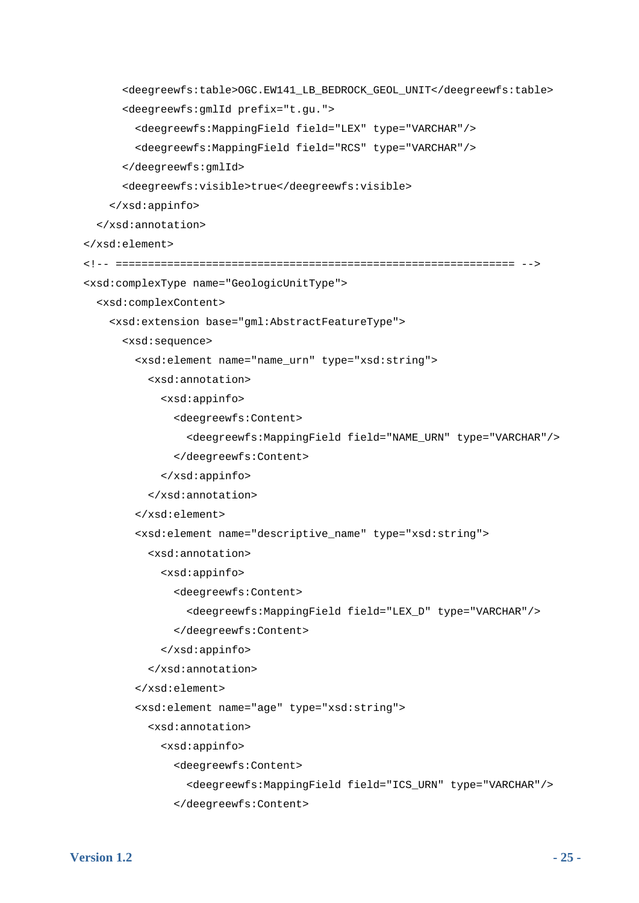```
      <deegreewfs:table>OGC.EW141_LB_BEDROCK_GEOL_UNIT</deegreewfs:table>
      <deegreewfs:gmlId prefix="t.gu.">
        <deegreewfs:MappingField field="LEX" type="VARCHAR"/>
        <deegreewfs:MappingField field="RCS" type="VARCHAR"/>
      </deegreewfs:gmlId>
      <deegreewfs:visible>true</deegreewfs:visible>
    </xsd:appinfo>
  </xsd:annotation>
</xsd:element>
<!-- ============================================================== -->
<xsd:complexType name="GeologicUnitType">
  <xsd:complexContent>
    <xsd:extension base="gml:AbstractFeatureType">
      <xsd:sequence>
        <xsd:element name="name_urn" type="xsd:string">
          <xsd:annotation>
            <xsd:appinfo>
              <deegreewfs:Content>
                <deegreewfs:MappingField field="NAME_URN" type="VARCHAR"/>
              </deegreewfs:Content>
            </xsd:appinfo>
          </xsd:annotation>
        </xsd:element>
        <xsd:element name="descriptive_name" type="xsd:string">
          <xsd:annotation>
            <xsd:appinfo>
              <deegreewfs:Content>
                <deegreewfs:MappingField field="LEX_D" type="VARCHAR"/>
              </deegreewfs:Content>
            </xsd:appinfo>
          </xsd:annotation>
        </xsd:element>
        <xsd:element name="age" type="xsd:string">
          <xsd:annotation>
            <xsd:appinfo>
              <deegreewfs:Content>
                <deegreewfs:MappingField field="ICS_URN" type="VARCHAR"/>
              </deegreewfs:Content>
```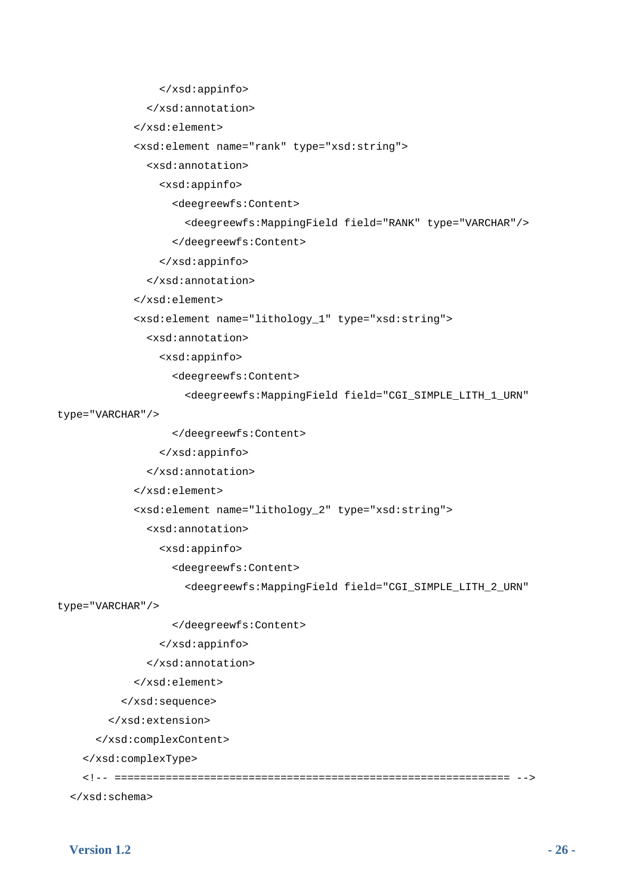```
              </xsd:appinfo>
            </xsd:annotation>
          </xsd:element>
          <xsd:element name="rank" type="xsd:string">
            <xsd:annotation>
              <xsd:appinfo>
                <deegreewfs:Content>
                  <deegreewfs:MappingField field="RANK" type="VARCHAR"/>
                </deegreewfs:Content>
              </xsd:appinfo>
            </xsd:annotation>
          </xsd:element>
          <xsd:element name="lithology_1" type="xsd:string">
            <xsd:annotation>
              <xsd:appinfo>
                <deegreewfs:Content>
                  <deegreewfs:MappingField field="CGI_SIMPLE_LITH_1_URN"
type="VARCHAR"/>
                </deegreewfs:Content>
              </xsd:appinfo>
            </xsd:annotation>
          </xsd:element>
          <xsd:element name="lithology_2" type="xsd:string">
            <xsd:annotation>
              <xsd:appinfo>
                <deegreewfs:Content>
                  <deegreewfs:MappingField field="CGI_SIMPLE_LITH_2_URN"
type="VARCHAR"/>
                </deegreewfs:Content>
              </xsd:appinfo>
            </xsd:annotation>
          </xsd:element>
        </xsd:sequence>
      </xsd:extension>
    </xsd:complexContent>
  </xsd:complexType>
  <!-- ============================================================== -->
</xsd:schema>
```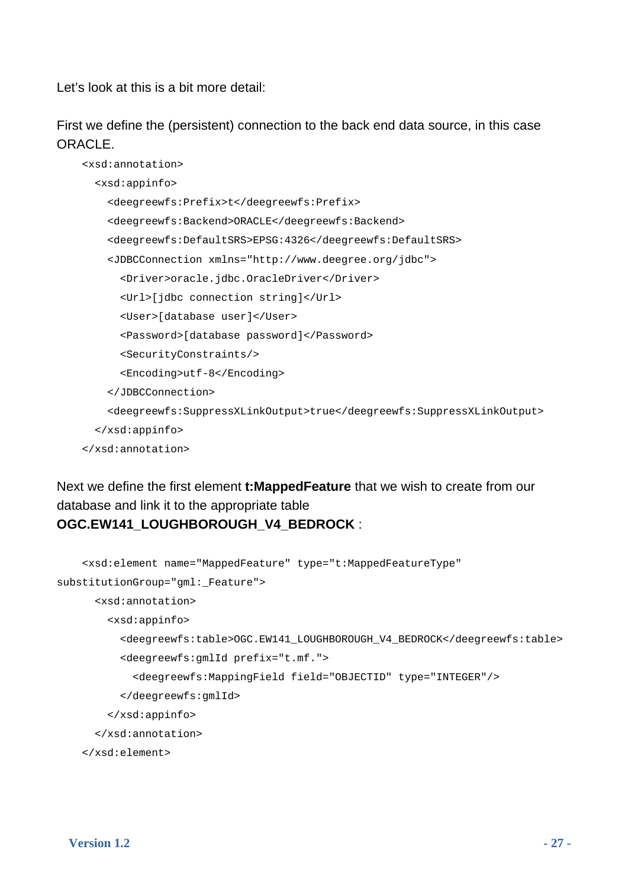Let's look at this is a bit more detail:

First we define the (persistent) connection to the back end data source, in this case ORACLE.

```
    <xsd:annotation>
      <xsd:appinfo>
        <deegreewfs:Prefix>t</deegreewfs:Prefix>
        <deegreewfs:Backend>ORACLE</deegreewfs:Backend>
        <deegreewfs:DefaultSRS>EPSG:4326</deegreewfs:DefaultSRS>
        <JDBCConnection xmlns="http://www.deegree.org/jdbc">
          <Driver>oracle.jdbc.OracleDriver</Driver>
          <Url>[jdbc connection string]</Url>
          <User>[database user]</User>
          <Password>[database password]</Password>
          <SecurityConstraints/>
          <Encoding>utf-8</Encoding>
        </JDBCConnection>
        <deegreewfs:SuppressXLinkOutput>true</deegreewfs:SuppressXLinkOutput>
      </xsd:appinfo>
    </xsd:annotation>
```

Next we define the first element **t:MappedFeature** that we wish to create from our database and link it to the appropriate table **OGC.EW141_LOUGHBOROUGH_V4_BEDROCK** :

```
    <xsd:element name="MappedFeature" type="t:MappedFeatureType"
substitutionGroup="gml:_Feature">
      <xsd:annotation>
        <xsd:appinfo>
          <deegreewfs:table>OGC.EW141_LOUGHBOROUGH_V4_BEDROCK</deegreewfs:table>
          <deegreewfs:gmlId prefix="t.mf.">
            <deegreewfs:MappingField field="OBJECTID" type="INTEGER"/>
          </deegreewfs:gmlId>
        </xsd:appinfo>
      </xsd:annotation>
    </xsd:element>
```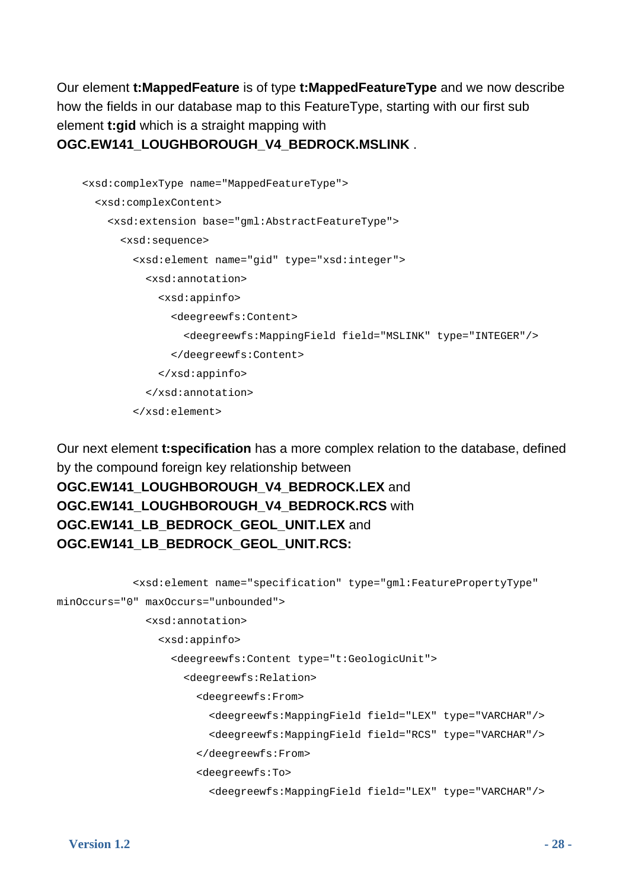Our element **t:MappedFeature** is of type **t:MappedFeatureType** and we now describe how the fields in our database map to this FeatureType, starting with our first sub element **t:gid** which is a straight mapping with **OGC.EW141_LOUGHBOROUGH_V4_BEDROCK.MSLINK** .

```
<xsd:complexType name="MappedFeatureType">
  <xsd:complexContent>
    <xsd:extension base="gml:AbstractFeatureType">
      <xsd:sequence>
        <xsd:element name="gid" type="xsd:integer">
          <xsd:annotation>
            <xsd:appinfo>
              <deegreewfs:Content>
                <deegreewfs:MappingField field="MSLINK" type="INTEGER"/>
              </deegreewfs:Content>
            </xsd:appinfo>
          </xsd:annotation>
        </xsd:element>
```

Our next element **t:specification** has a more complex relation to the database, defined by the compound foreign key relationship between **OGC.EW141_LOUGHBOROUGH_V4_BEDROCK.LEX** and **OGC.EW141_LOUGHBOROUGH_V4_BEDROCK.RCS** with **OGC.EW141_LB_BEDROCK_GEOL_UNIT.LEX** and **OGC.EW141_LB_BEDROCK_GEOL_UNIT.RCS:**

```
        <xsd:element name="specification" type="gml:FeaturePropertyType"
minOccurs="0" maxOccurs="unbounded">
          <xsd:annotation>
            <xsd:appinfo>
              <deegreewfs:Content type="t:GeologicUnit">
                <deegreewfs:Relation>
                  <deegreewfs:From>
                    <deegreewfs:MappingField field="LEX" type="VARCHAR"/>
                    <deegreewfs:MappingField field="RCS" type="VARCHAR"/>
                  </deegreewfs:From>
                  <deegreewfs:To>
                    <deegreewfs:MappingField field="LEX" type="VARCHAR"/>
```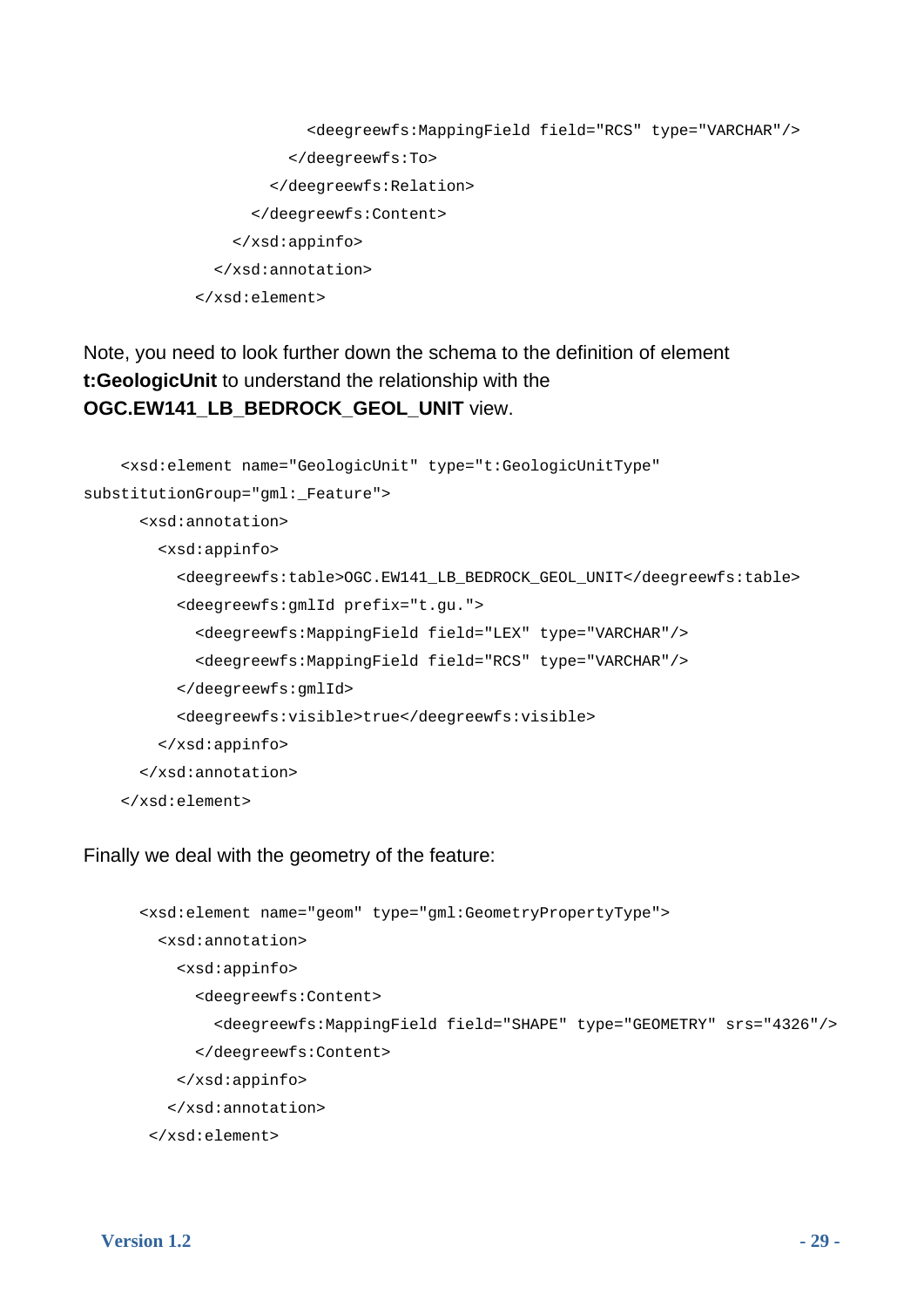```
                <deegreewfs:MappingField field="RCS" type="VARCHAR"/>
              </deegreewfs:To>
            </deegreewfs:Relation>
          </deegreewfs:Content>
        </xsd:appinfo>
      </xsd:annotation>
    </xsd:element>
```

Note, you need to look further down the schema to the definition of element **t:GeologicUnit** to understand the relationship with the **OGC.EW141_LB_BEDROCK_GEOL_UNIT** view.

```
    <xsd:element name="GeologicUnit" type="t:GeologicUnitType"
substitutionGroup="gml:_Feature">
      <xsd:annotation>
        <xsd:appinfo>
          <deegreewfs:table>OGC.EW141_LB_BEDROCK_GEOL_UNIT</deegreewfs:table>
          <deegreewfs:gmlId prefix="t.gu.">
            <deegreewfs:MappingField field="LEX" type="VARCHAR"/>
            <deegreewfs:MappingField field="RCS" type="VARCHAR"/>
          </deegreewfs:gmlId>
          <deegreewfs:visible>true</deegreewfs:visible>
        </xsd:appinfo>
      </xsd:annotation>
    </xsd:element>
```

Finally we deal with the geometry of the feature:

```
      <xsd:element name="geom" type="gml:GeometryPropertyType">
        <xsd:annotation>
          <xsd:appinfo>
            <deegreewfs:Content>
              <deegreewfs:MappingField field="SHAPE" type="GEOMETRY" srs="4326"/>
            </deegreewfs:Content>
          </xsd:appinfo>
         </xsd:annotation>
       </xsd:element>
```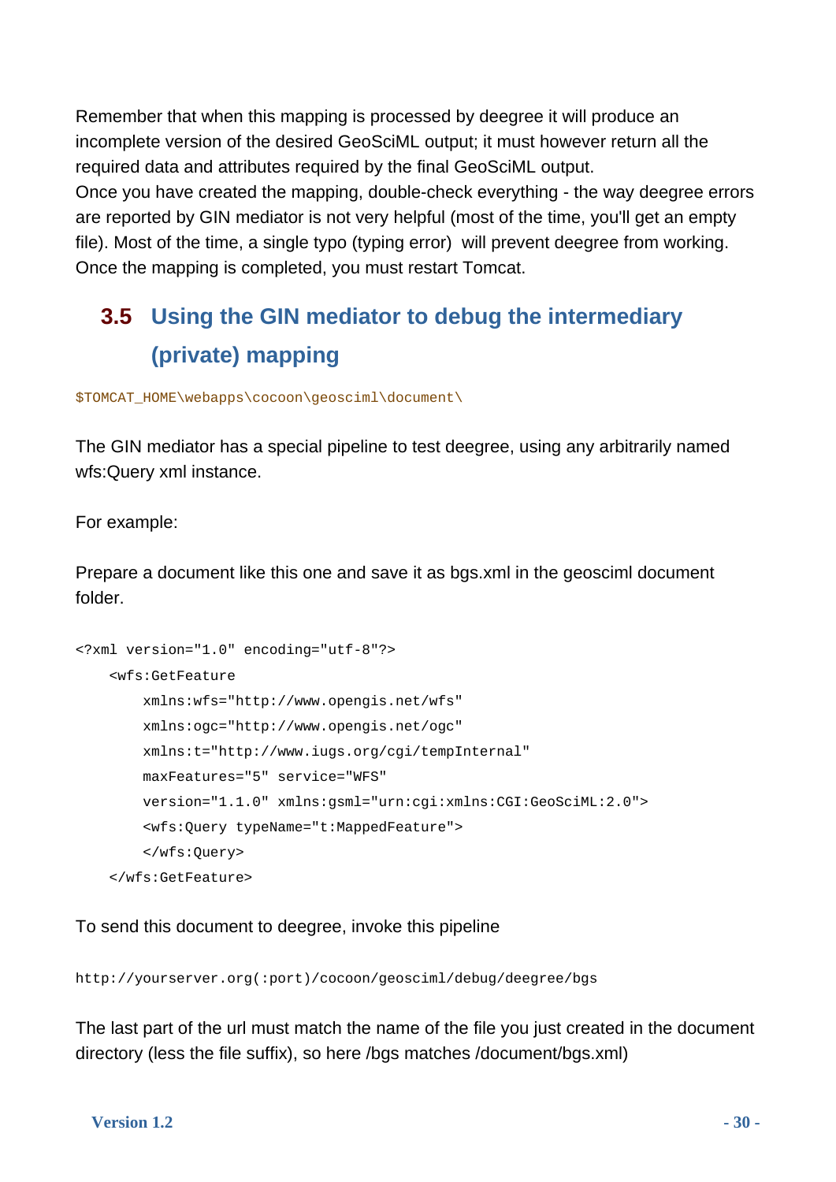Remember that when this mapping is processed by deegree it will produce an incomplete version of the desired GeoSciML output; it must however return all the required data and attributes required by the final GeoSciML output.
Once you have created the mapping, double-check everything - the way deegree errors are reported by GIN mediator is not very helpful (most of the time, you'll get an empty file). Most of the time, a single typo (typing error)  will prevent deegree from working.
Once the mapping is completed, you must restart Tomcat.

## 3.5 Using the GIN mediator to debug the intermediary (private) mapping

`$TOMCAT_HOME\webapps\cocoon\geosciml\document\`

The GIN mediator has a special pipeline to test deegree, using any arbitrarily named wfs:Query xml instance.

For example:

Prepare a document like this one and save it as bgs.xml in the geosciml document folder.

```
<?xml version="1.0" encoding="utf-8"?>
    <wfs:GetFeature
        xmlns:wfs="http://www.opengis.net/wfs"
        xmlns:ogc="http://www.opengis.net/ogc"
        xmlns:t="http://www.iugs.org/cgi/tempInternal"
        maxFeatures="5" service="WFS"
        version="1.1.0" xmlns:gsml="urn:cgi:xmlns:CGI:GeoSciML:2.0">
        <wfs:Query typeName="t:MappedFeature">
        </wfs:Query>
    </wfs:GetFeature>
```

To send this document to deegree, invoke this pipeline

```
http://yourserver.org(:port)/cocoon/geosciml/debug/deegree/bgs
```

The last part of the url must match the name of the file you just created in the document directory (less the file suffix), so here /bgs matches /document/bgs.xml)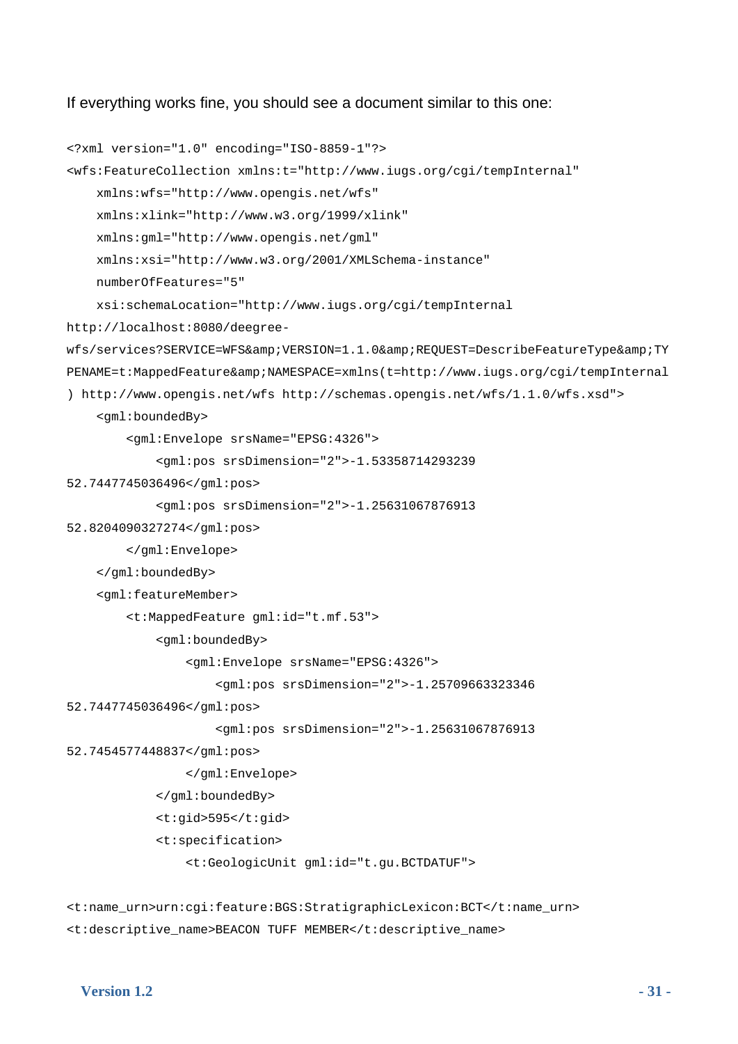If everything works fine, you should see a document similar to this one:

```
<?xml version="1.0" encoding="ISO-8859-1"?>
<wfs:FeatureCollection xmlns:t="http://www.iugs.org/cgi/tempInternal"
    xmlns:wfs="http://www.opengis.net/wfs"
    xmlns:xlink="http://www.w3.org/1999/xlink"
    xmlns:gml="http://www.opengis.net/gml"
    xmlns:xsi="http://www.w3.org/2001/XMLSchema-instance"
    numberOfFeatures="5"
    xsi:schemaLocation="http://www.iugs.org/cgi/tempInternal
http://localhost:8080/deegree-
wfs/services?SERVICE=WFS&amp;VERSION=1.1.0&amp;REQUEST=DescribeFeatureType&amp;TY
PENAME=t:MappedFeature&amp;NAMESPACE=xmlns(t=http://www.iugs.org/cgi/tempInternal
) http://www.opengis.net/wfs http://schemas.opengis.net/wfs/1.1.0/wfs.xsd">
    <gml:boundedBy>
        <gml:Envelope srsName="EPSG:4326">
            <gml:pos srsDimension="2">-1.53358714293239
52.7447745036496</gml:pos>
            <gml:pos srsDimension="2">-1.25631067876913
52.8204090327274</gml:pos>
        </gml:Envelope>
    </gml:boundedBy>
    <gml:featureMember>
        <t:MappedFeature gml:id="t.mf.53">
            <gml:boundedBy>
                <gml:Envelope srsName="EPSG:4326">
                    <gml:pos srsDimension="2">-1.25709663323346
52.7447745036496</gml:pos>
                    <gml:pos srsDimension="2">-1.25631067876913
52.7454577448837</gml:pos>
                </gml:Envelope>
            </gml:boundedBy>
            <t:gid>595</t:gid>
            <t:specification>
                <t:GeologicUnit gml:id="t.gu.BCTDATUF">

<t:name_urn>urn:cgi:feature:BGS:StratigraphicLexicon:BCT</t:name_urn>
<t:descriptive_name>BEACON TUFF MEMBER</t:descriptive_name>
```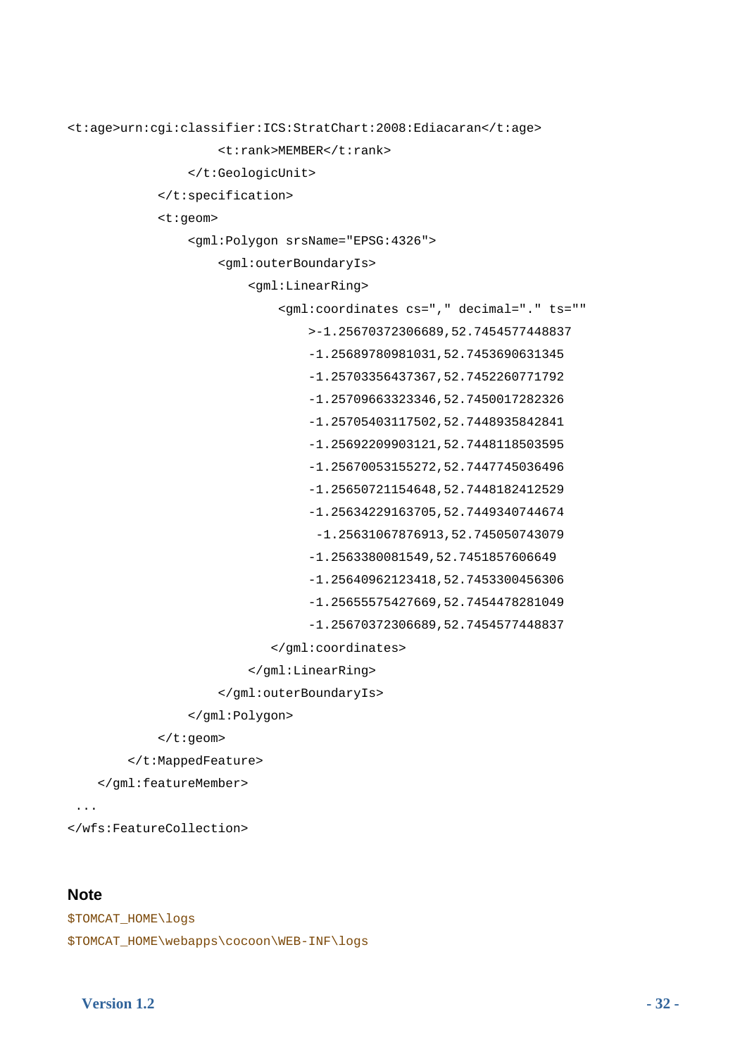```
<t:age>urn:cgi:classifier:ICS:StratChart:2008:Ediacaran</t:age>
                    <t:rank>MEMBER</t:rank>
                </t:GeologicUnit>
            </t:specification>
            <t:geom>
                <gml:Polygon srsName="EPSG:4326">
                    <gml:outerBoundaryIs>
                        <gml:LinearRing>
                            <gml:coordinates cs="," decimal="." ts=""
                                >-1.25670372306689,52.7454577448837
                                -1.25689780981031,52.7453690631345
                                -1.25703356437367,52.7452260771792
                                -1.25709663323346,52.7450017282326
                                -1.25705403117502,52.7448935842841
                                -1.25692209903121,52.7448118503595
                                -1.25670053155272,52.7447745036496
                                -1.25650721154648,52.7448182412529
                                -1.25634229163705,52.7449340744674
                                 -1.25631067876913,52.745050743079
                                -1.2563380081549,52.7451857606649
                                -1.25640962123418,52.7453300456306
                                -1.25655575427669,52.7454478281049
                                -1.25670372306689,52.7454577448837
                           </gml:coordinates>
                        </gml:LinearRing>
                    </gml:outerBoundaryIs>
                </gml:Polygon>
            </t:geom>
        </t:MappedFeature>
    </gml:featureMember>
 ...
</wfs:FeatureCollection>
```

**Note**

```
$TOMCAT_HOME\logs
$TOMCAT_HOME\webapps\cocoon\WEB-INF\logs
```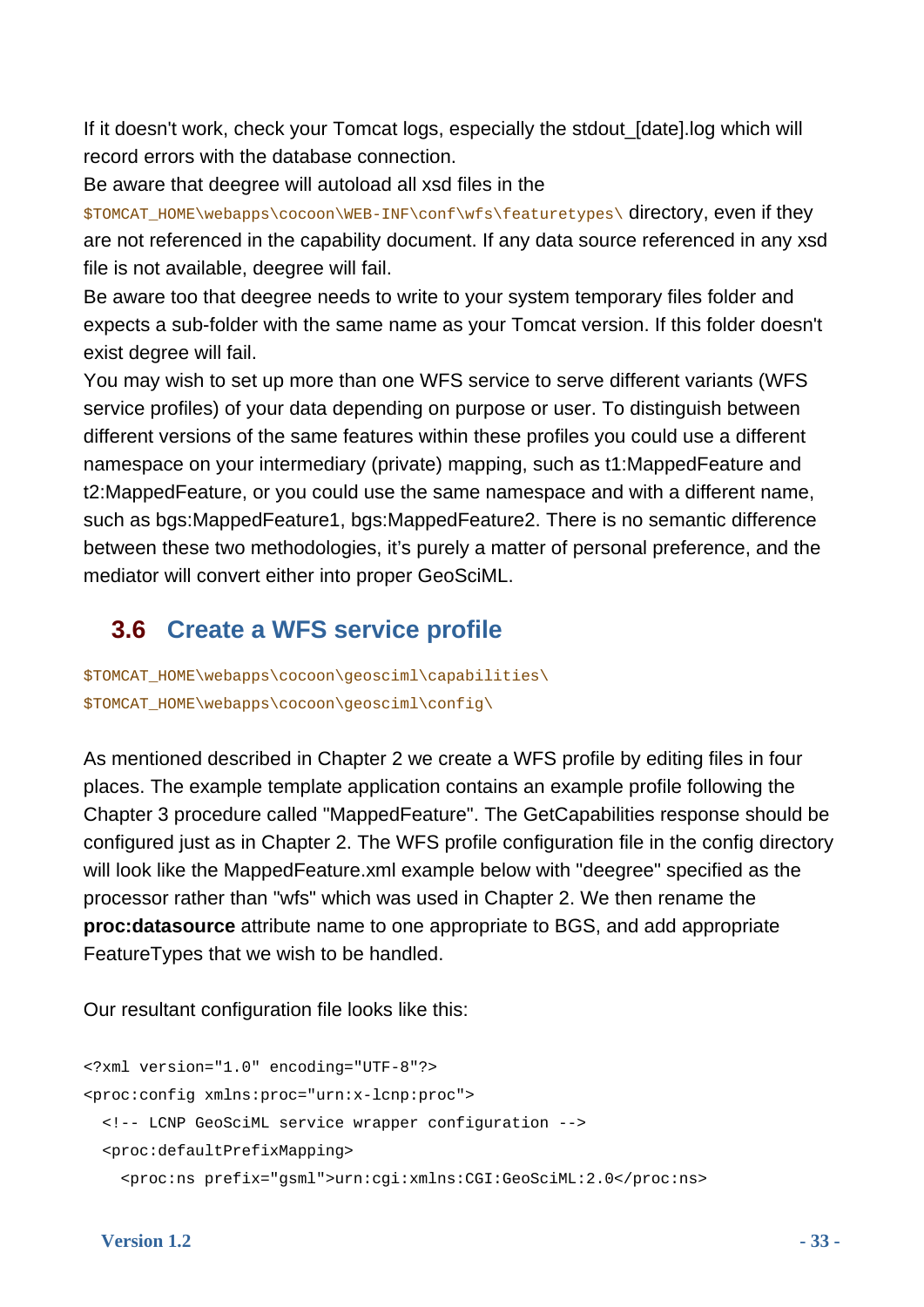If it doesn't work, check your Tomcat logs, especially the stdout_[date].log which will record errors with the database connection.

Be aware that deegree will autoload all xsd files in the `$TOMCAT_HOME\webapps\cocoon\WEB-INF\conf\wfs\featuretypes\` directory, even if they are not referenced in the capability document. If any data source referenced in any xsd file is not available, deegree will fail.

Be aware too that deegree needs to write to your system temporary files folder and expects a sub-folder with the same name as your Tomcat version. If this folder doesn't exist degree will fail.

You may wish to set up more than one WFS service to serve different variants (WFS service profiles) of your data depending on purpose or user. To distinguish between different versions of the same features within these profiles you could use a different namespace on your intermediary (private) mapping, such as t1:MappedFeature and t2:MappedFeature, or you could use the same namespace and with a different name, such as bgs:MappedFeature1, bgs:MappedFeature2. There is no semantic difference between these two methodologies, it's purely a matter of personal preference, and the mediator will convert either into proper GeoSciML.

## 3.6 Create a WFS service profile

`$TOMCAT_HOME\webapps\cocoon\geosciml\capabilities\`
`$TOMCAT_HOME\webapps\cocoon\geosciml\config\`

As mentioned described in Chapter 2 we create a WFS profile by editing files in four places. The example template application contains an example profile following the Chapter 3 procedure called "MappedFeature". The GetCapabilities response should be configured just as in Chapter 2. The WFS profile configuration file in the config directory will look like the MappedFeature.xml example below with "deegree" specified as the processor rather than "wfs" which was used in Chapter 2. We then rename the **proc:datasource** attribute name to one appropriate to BGS, and add appropriate FeatureTypes that we wish to be handled.

Our resultant configuration file looks like this:

```
<?xml version="1.0" encoding="UTF-8"?>
<proc:config xmlns:proc="urn:x-lcnp:proc">
  <!-- LCNP GeoSciML service wrapper configuration -->
  <proc:defaultPrefixMapping>
    <proc:ns prefix="gsml">urn:cgi:xmlns:CGI:GeoSciML:2.0</proc:ns>
```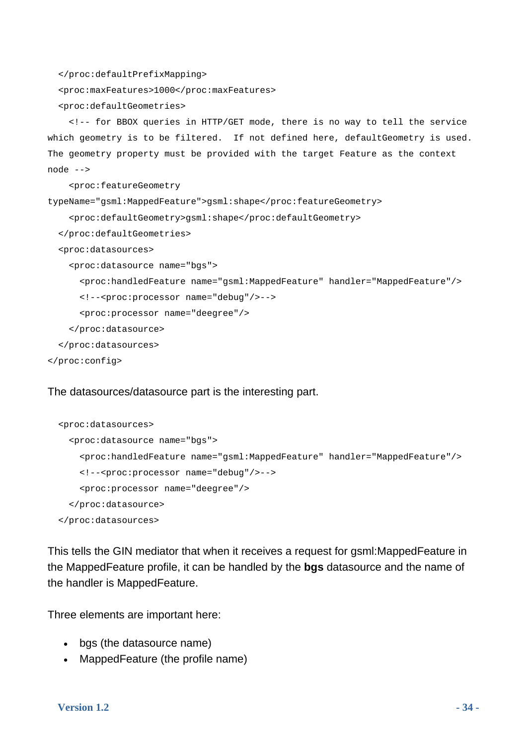```
  </proc:defaultPrefixMapping>
  <proc:maxFeatures>1000</proc:maxFeatures>
  <proc:defaultGeometries>
    <!-- for BBOX queries in HTTP/GET mode, there is no way to tell the service
which geometry is to be filtered.  If not defined here, defaultGeometry is used.
The geometry property must be provided with the target Feature as the context
node -->
    <proc:featureGeometry
typeName="gsml:MappedFeature">gsml:shape</proc:featureGeometry>
    <proc:defaultGeometry>gsml:shape</proc:defaultGeometry>
  </proc:defaultGeometries>
  <proc:datasources>
    <proc:datasource name="bgs">
      <proc:handledFeature name="gsml:MappedFeature" handler="MappedFeature"/>
      <!--<proc:processor name="debug"/>-->
      <proc:processor name="deegree"/>
    </proc:datasource>
  </proc:datasources>
</proc:config>
```

The datasources/datasource part is the interesting part.

```
  <proc:datasources>
    <proc:datasource name="bgs">
      <proc:handledFeature name="gsml:MappedFeature" handler="MappedFeature"/>
      <!--<proc:processor name="debug"/>-->
      <proc:processor name="deegree"/>
    </proc:datasource>
  </proc:datasources>
```

This tells the GIN mediator that when it receives a request for gsml:MappedFeature in the MappedFeature profile, it can be handled by the **bgs** datasource and the name of the handler is MappedFeature.

Three elements are important here:

- bgs (the datasource name)
- MappedFeature (the profile name)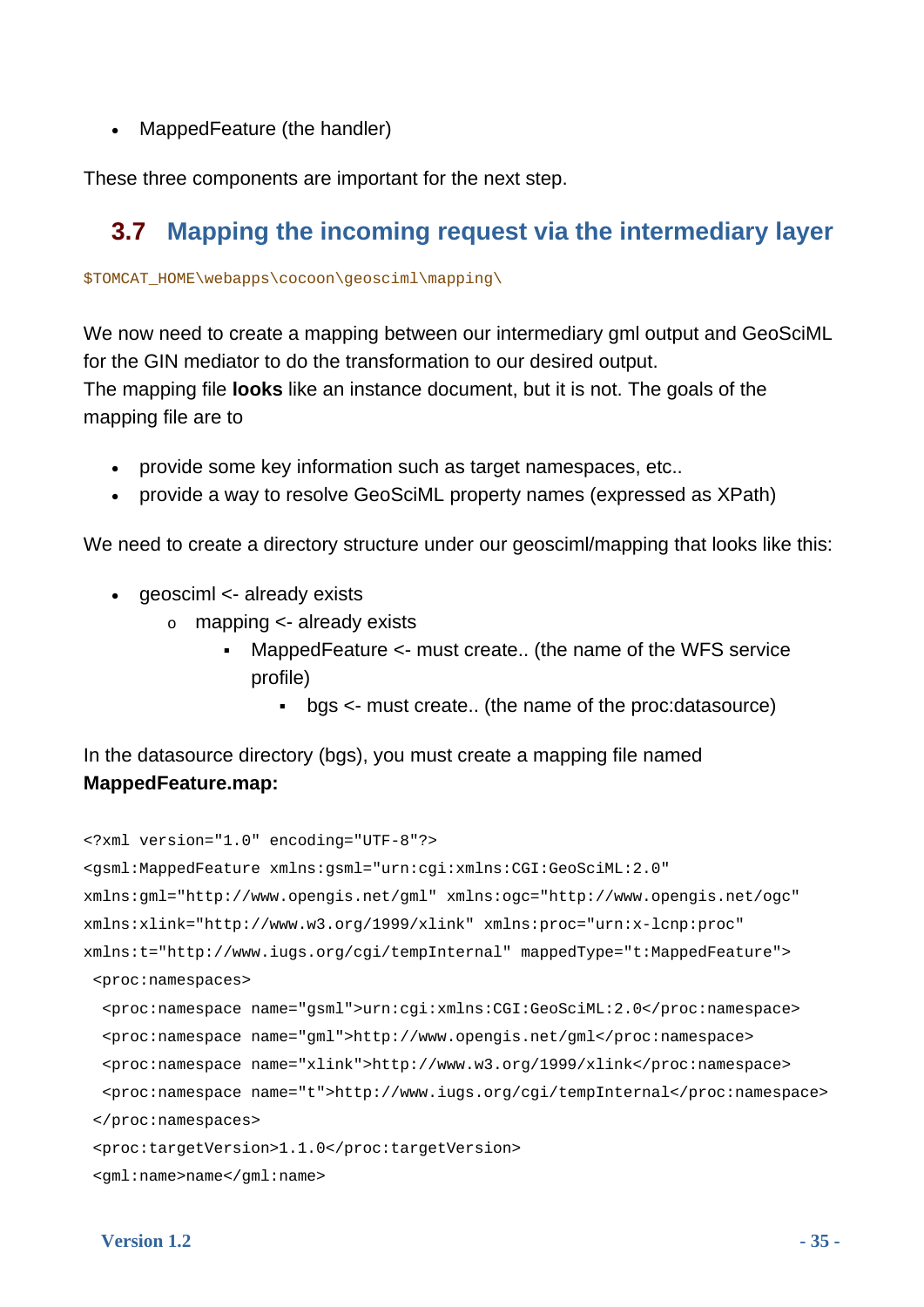- MappedFeature (the handler)

These three components are important for the next step.

## 3.7 Mapping the incoming request via the intermediary layer

```
$TOMCAT_HOME\webapps\cocoon\geosciml\mapping\
```

We now need to create a mapping between our intermediary gml output and GeoSciML for the GIN mediator to do the transformation to our desired output.
The mapping file **looks** like an instance document, but it is not. The goals of the mapping file are to

- provide some key information such as target namespaces, etc..
- provide a way to resolve GeoSciML property names (expressed as XPath)

We need to create a directory structure under our geosciml/mapping that looks like this:

- geosciml <- already exists
  - mapping <- already exists
    - MappedFeature <- must create.. (the name of the WFS service profile)
      - bgs <- must create.. (the name of the proc:datasource)

In the datasource directory (bgs), you must create a mapping file named **MappedFeature.map:**

```
<?xml version="1.0" encoding="UTF-8"?>
<gsml:MappedFeature xmlns:gsml="urn:cgi:xmlns:CGI:GeoSciML:2.0"
xmlns:gml="http://www.opengis.net/gml" xmlns:ogc="http://www.opengis.net/ogc"
xmlns:xlink="http://www.w3.org/1999/xlink" xmlns:proc="urn:x-lcnp:proc"
xmlns:t="http://www.iugs.org/cgi/tempInternal" mappedType="t:MappedFeature">
 <proc:namespaces>
  <proc:namespace name="gsml">urn:cgi:xmlns:CGI:GeoSciML:2.0</proc:namespace>
  <proc:namespace name="gml">http://www.opengis.net/gml</proc:namespace>
  <proc:namespace name="xlink">http://www.w3.org/1999/xlink</proc:namespace>
  <proc:namespace name="t">http://www.iugs.org/cgi/tempInternal</proc:namespace>
 </proc:namespaces>
 <proc:targetVersion>1.1.0</proc:targetVersion>
 <gml:name>name</gml:name>
```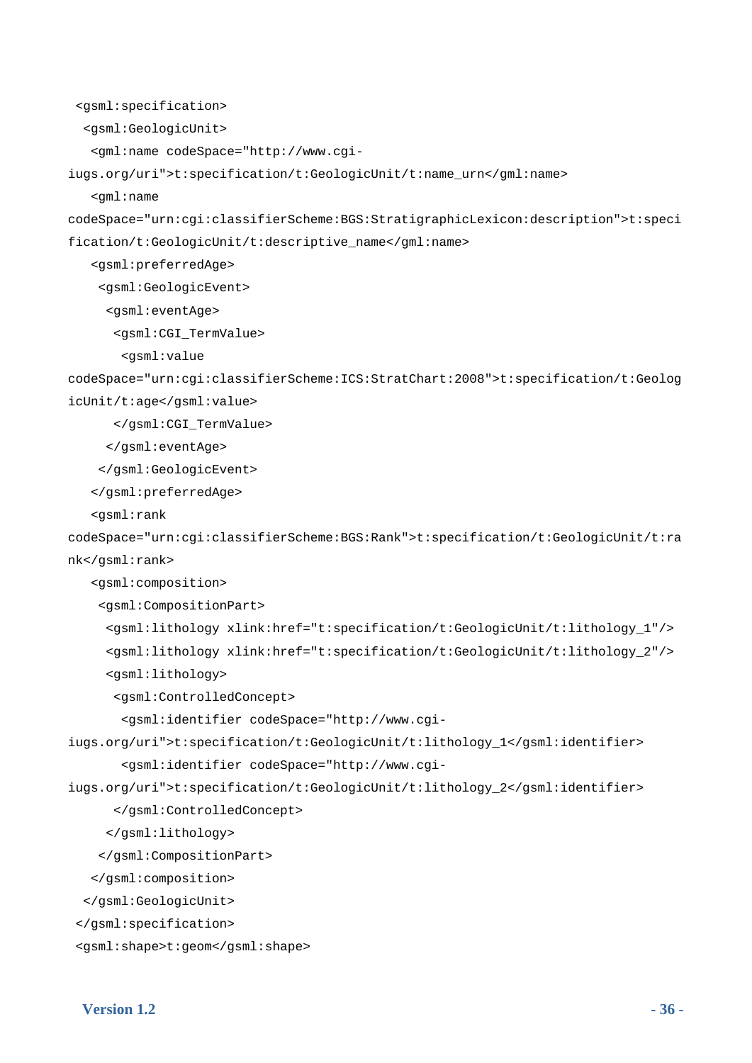```
 <gsml:specification>
  <gsml:GeologicUnit>
   <gml:name codeSpace="http://www.cgi-iugs.org/uri">t:specification/t:GeologicUnit/t:name_urn</gml:name>
   <gml:name codeSpace="urn:cgi:classifierScheme:BGS:StratigraphicLexicon:description">t:specification/t:GeologicUnit/t:descriptive_name</gml:name>
   <gsml:preferredAge>
    <gsml:GeologicEvent>
     <gsml:eventAge>
      <gsml:CGI_TermValue>
       <gsml:value codeSpace="urn:cgi:classifierScheme:ICS:StratChart:2008">t:specification/t:GeologicUnit/t:age</gsml:value>
      </gsml:CGI_TermValue>
     </gsml:eventAge>
    </gsml:GeologicEvent>
   </gsml:preferredAge>
   <gsml:rank codeSpace="urn:cgi:classifierScheme:BGS:Rank">t:specification/t:GeologicUnit/t:rank</gsml:rank>
   <gsml:composition>
    <gsml:CompositionPart>
     <gsml:lithology xlink:href="t:specification/t:GeologicUnit/t:lithology_1"/>
     <gsml:lithology xlink:href="t:specification/t:GeologicUnit/t:lithology_2"/>
     <gsml:lithology>
      <gsml:ControlledConcept>
       <gsml:identifier codeSpace="http://www.cgi-iugs.org/uri">t:specification/t:GeologicUnit/t:lithology_1</gsml:identifier>
       <gsml:identifier codeSpace="http://www.cgi-iugs.org/uri">t:specification/t:GeologicUnit/t:lithology_2</gsml:identifier>
      </gsml:ControlledConcept>
     </gsml:lithology>
    </gsml:CompositionPart>
   </gsml:composition>
  </gsml:GeologicUnit>
 </gsml:specification>
 <gsml:shape>t:geom</gsml:shape>
```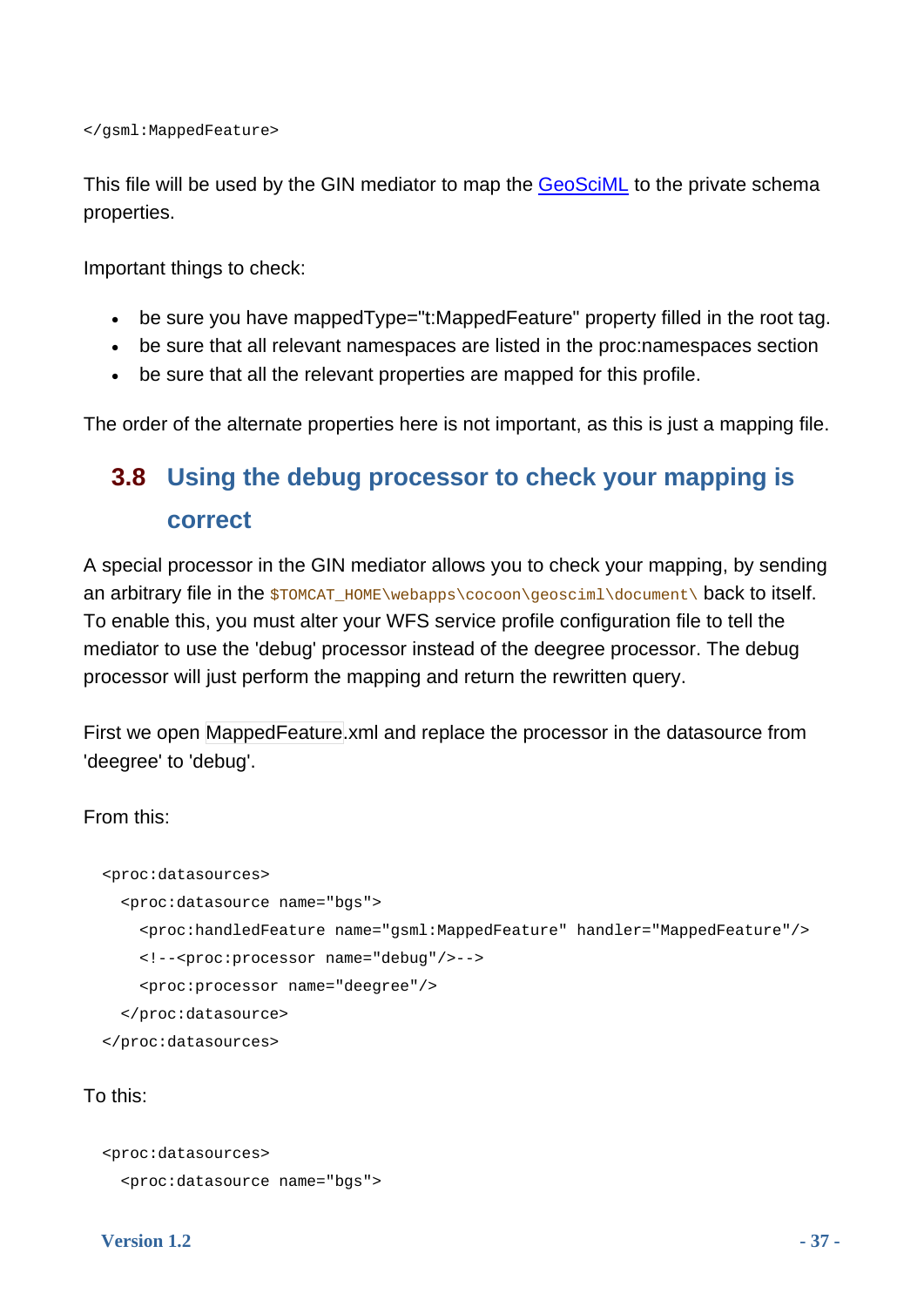```
</gsml:MappedFeature>
```

This file will be used by the GIN mediator to map the GeoSciML to the private schema properties.

Important things to check:

- be sure you have mappedType="t:MappedFeature" property filled in the root tag.
- be sure that all relevant namespaces are listed in the proc:namespaces section
- be sure that all the relevant properties are mapped for this profile.

The order of the alternate properties here is not important, as this is just a mapping file.

## 3.8 Using the debug processor to check your mapping is correct

A special processor in the GIN mediator allows you to check your mapping, by sending an arbitrary file in the `$TOMCAT_HOME\webapps\cocoon\geosciml\document\` back to itself. To enable this, you must alter your WFS service profile configuration file to tell the mediator to use the 'debug' processor instead of the deegree processor. The debug processor will just perform the mapping and return the rewritten query.

First we open MappedFeature.xml and replace the processor in the datasource from 'deegree' to 'debug'.

From this:

```
<proc:datasources>
  <proc:datasource name="bgs">
    <proc:handledFeature name="gsml:MappedFeature" handler="MappedFeature"/>
    <!--<proc:processor name="debug"/>-->
    <proc:processor name="deegree"/>
  </proc:datasource>
</proc:datasources>
```

To this:

```
<proc:datasources>
  <proc:datasource name="bgs">
```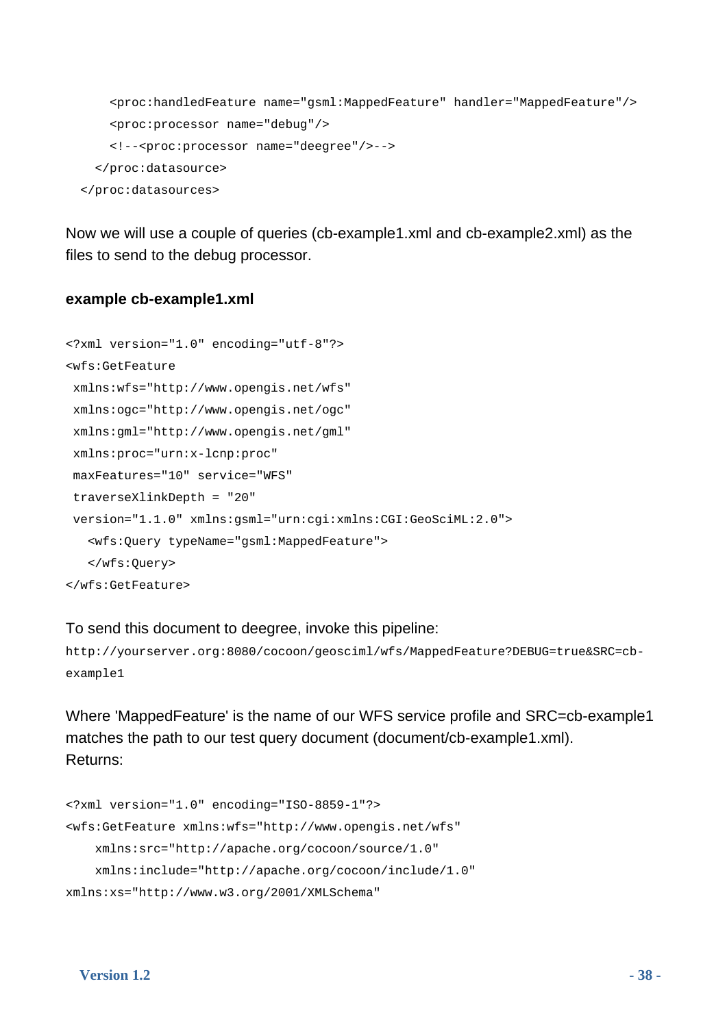```
      <proc:handledFeature name="gsml:MappedFeature" handler="MappedFeature"/>
      <proc:processor name="debug"/>
      <!--<proc:processor name="deegree"/>-->
    </proc:datasource>
  </proc:datasources>
```

Now we will use a couple of queries (cb-example1.xml and cb-example2.xml) as the files to send to the debug processor.

**example cb-example1.xml**

```
<?xml version="1.0" encoding="utf-8"?>
<wfs:GetFeature
 xmlns:wfs="http://www.opengis.net/wfs"
 xmlns:ogc="http://www.opengis.net/ogc"
 xmlns:gml="http://www.opengis.net/gml"
 xmlns:proc="urn:x-lcnp:proc"
 maxFeatures="10" service="WFS"
 traverseXlinkDepth = "20"
 version="1.1.0" xmlns:gsml="urn:cgi:xmlns:CGI:GeoSciML:2.0">
   <wfs:Query typeName="gsml:MappedFeature">
   </wfs:Query>
</wfs:GetFeature>
```

To send this document to deegree, invoke this pipeline:

```
http://yourserver.org:8080/cocoon/geosciml/wfs/MappedFeature?DEBUG=true&SRC=cb-example1
```

Where 'MappedFeature' is the name of our WFS service profile and SRC=cb-example1 matches the path to our test query document (document/cb-example1.xml).
Returns:

```
<?xml version="1.0" encoding="ISO-8859-1"?>
<wfs:GetFeature xmlns:wfs="http://www.opengis.net/wfs"
    xmlns:src="http://apache.org/cocoon/source/1.0"
    xmlns:include="http://apache.org/cocoon/include/1.0"
xmlns:xs="http://www.w3.org/2001/XMLSchema"
```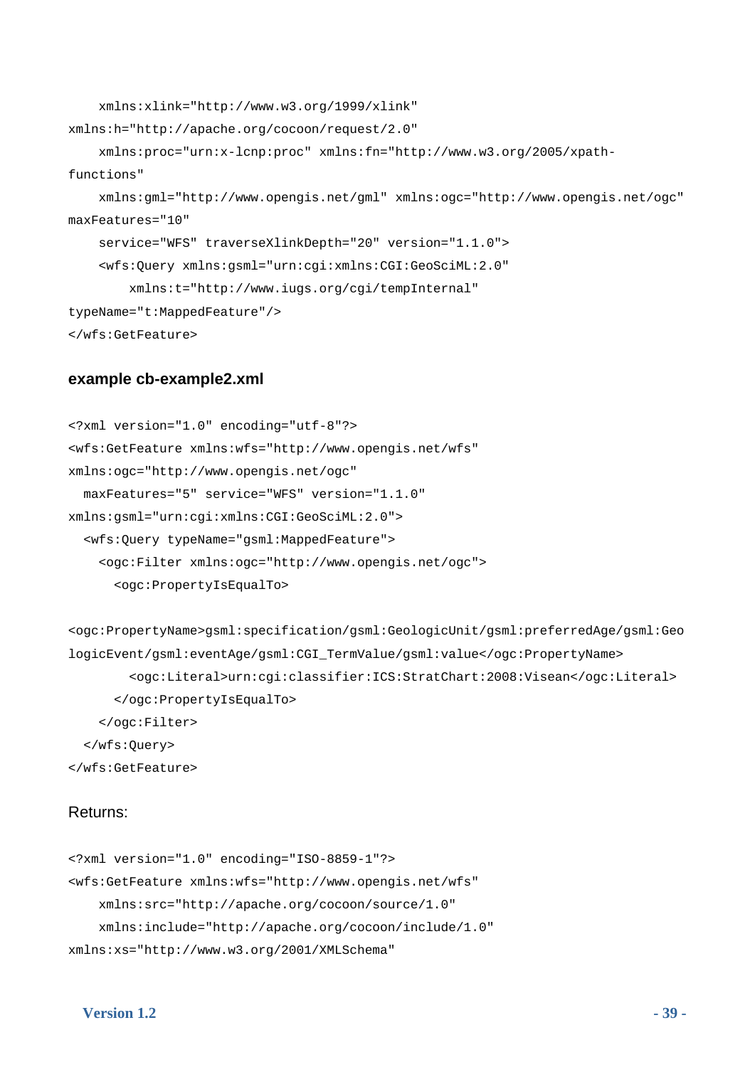```
    xmlns:xlink="http://www.w3.org/1999/xlink"
xmlns:h="http://apache.org/cocoon/request/2.0"
    xmlns:proc="urn:x-lcnp:proc" xmlns:fn="http://www.w3.org/2005/xpath-
functions"
    xmlns:gml="http://www.opengis.net/gml" xmlns:ogc="http://www.opengis.net/ogc"
maxFeatures="10"
    service="WFS" traverseXlinkDepth="20" version="1.1.0">
    <wfs:Query xmlns:gsml="urn:cgi:xmlns:CGI:GeoSciML:2.0"
        xmlns:t="http://www.iugs.org/cgi/tempInternal"
typeName="t:MappedFeature"/>
</wfs:GetFeature>
```

### example cb-example2.xml

```
<?xml version="1.0" encoding="utf-8"?>
<wfs:GetFeature xmlns:wfs="http://www.opengis.net/wfs"
xmlns:ogc="http://www.opengis.net/ogc"
  maxFeatures="5" service="WFS" version="1.1.0"
xmlns:gsml="urn:cgi:xmlns:CGI:GeoSciML:2.0">
  <wfs:Query typeName="gsml:MappedFeature">
    <ogc:Filter xmlns:ogc="http://www.opengis.net/ogc">
      <ogc:PropertyIsEqualTo>

<ogc:PropertyName>gsml:specification/gsml:GeologicUnit/gsml:preferredAge/gsml:Geo
logicEvent/gsml:eventAge/gsml:CGI_TermValue/gsml:value</ogc:PropertyName>
        <ogc:Literal>urn:cgi:classifier:ICS:StratChart:2008:Visean</ogc:Literal>
      </ogc:PropertyIsEqualTo>
    </ogc:Filter>
  </wfs:Query>
</wfs:GetFeature>
```

Returns:

```
<?xml version="1.0" encoding="ISO-8859-1"?>
<wfs:GetFeature xmlns:wfs="http://www.opengis.net/wfs"
    xmlns:src="http://apache.org/cocoon/source/1.0"
    xmlns:include="http://apache.org/cocoon/include/1.0"
xmlns:xs="http://www.w3.org/2001/XMLSchema"
```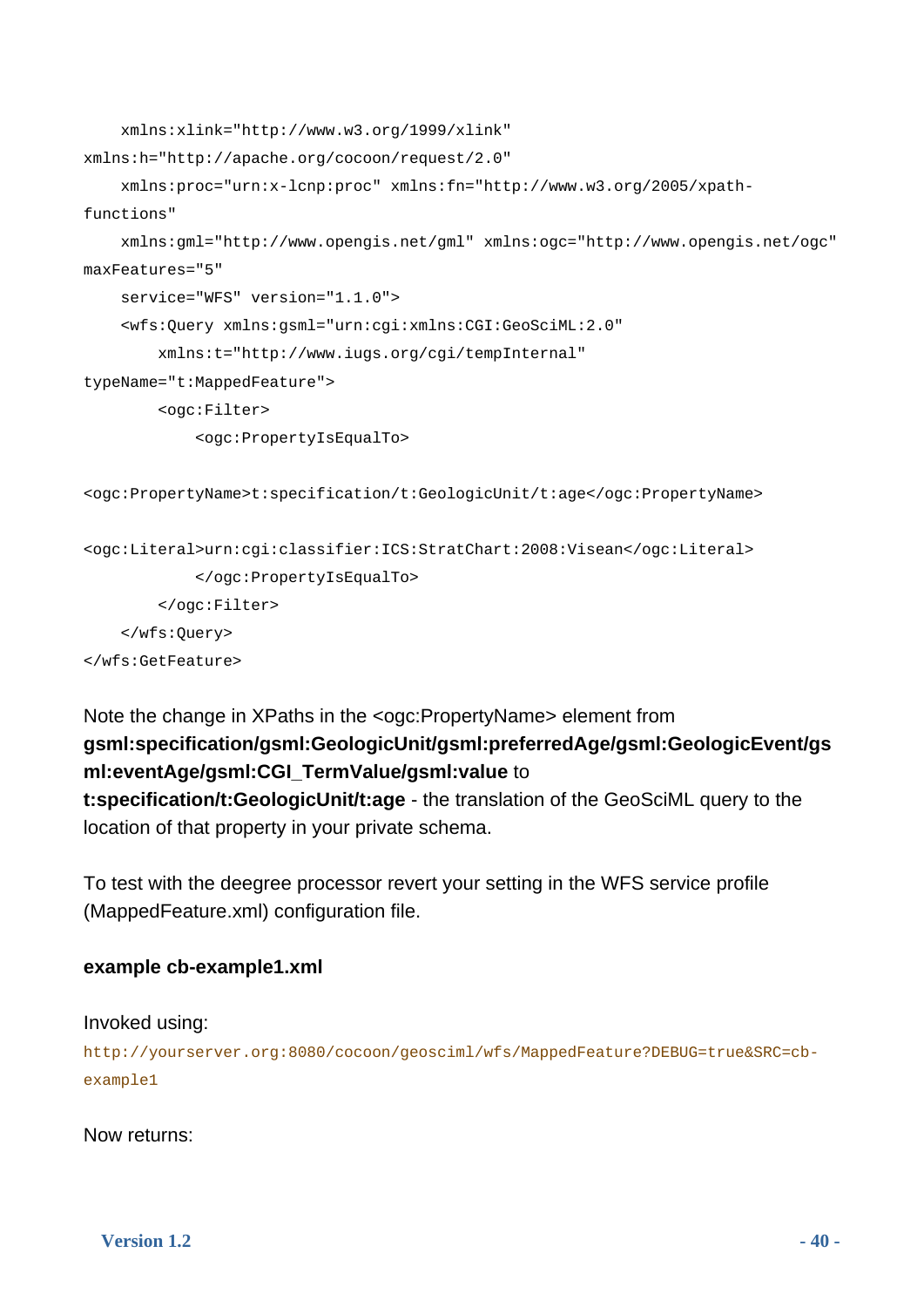```
    xmlns:xlink="http://www.w3.org/1999/xlink"
xmlns:h="http://apache.org/cocoon/request/2.0"
    xmlns:proc="urn:x-lcnp:proc" xmlns:fn="http://www.w3.org/2005/xpath-
functions"
    xmlns:gml="http://www.opengis.net/gml" xmlns:ogc="http://www.opengis.net/ogc"
maxFeatures="5"
    service="WFS" version="1.1.0">
    <wfs:Query xmlns:gsml="urn:cgi:xmlns:CGI:GeoSciML:2.0"
        xmlns:t="http://www.iugs.org/cgi/tempInternal"
typeName="t:MappedFeature">
        <ogc:Filter>
            <ogc:PropertyIsEqualTo>

<ogc:PropertyName>t:specification/t:GeologicUnit/t:age</ogc:PropertyName>

<ogc:Literal>urn:cgi:classifier:ICS:StratChart:2008:Visean</ogc:Literal>
            </ogc:PropertyIsEqualTo>
        </ogc:Filter>
    </wfs:Query>
</wfs:GetFeature>
```

Note the change in XPaths in the <ogc:PropertyName> element from **gsml:specification/gsml:GeologicUnit/gsml:preferredAge/gsml:GeologicEvent/gsml:eventAge/gsml:CGI_TermValue/gsml:value** to **t:specification/t:GeologicUnit/t:age** - the translation of the GeoSciML query to the location of that property in your private schema.

To test with the deegree processor revert your setting in the WFS service profile (MappedFeature.xml) configuration file.

**example cb-example1.xml**

Invoked using:

`http://yourserver.org:8080/cocoon/geosciml/wfs/MappedFeature?DEBUG=true&SRC=cb-example1`

Now returns: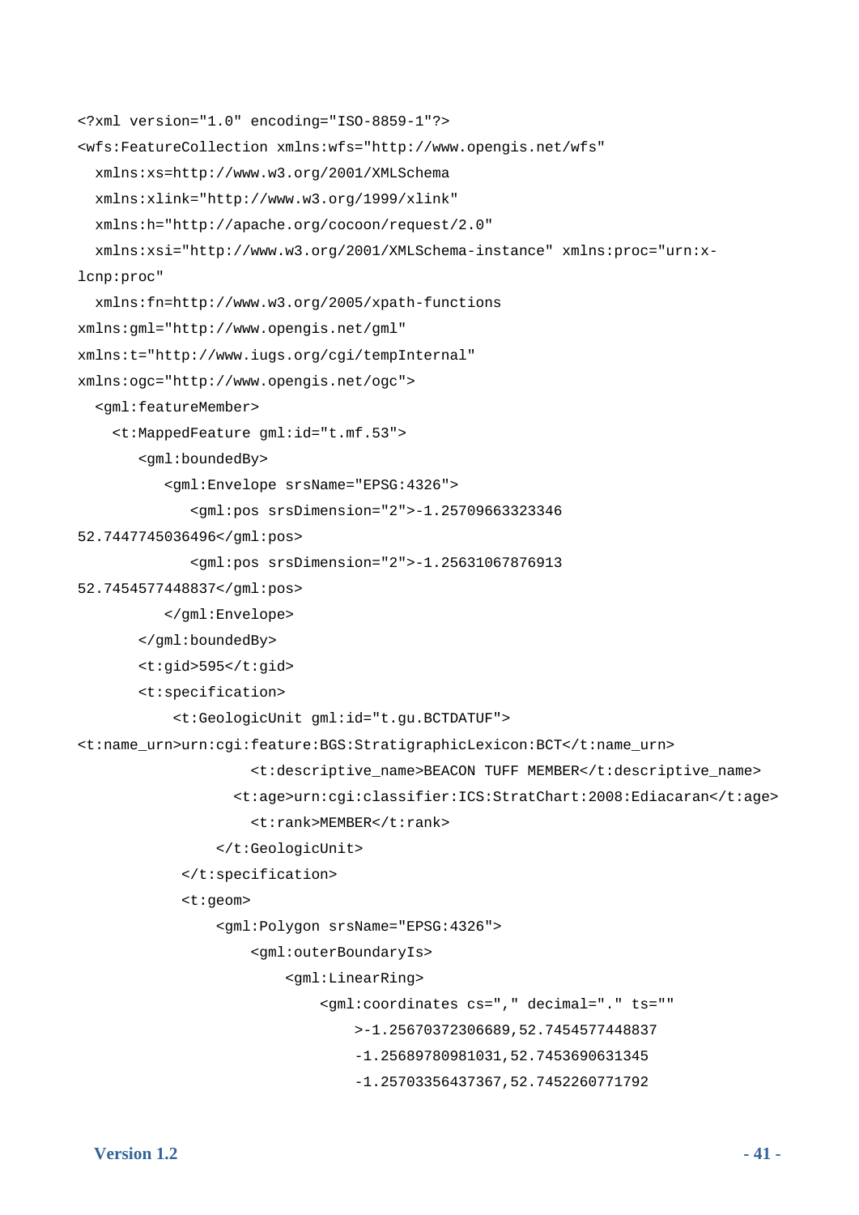```
<?xml version="1.0" encoding="ISO-8859-1"?>
<wfs:FeatureCollection xmlns:wfs="http://www.opengis.net/wfs"
  xmlns:xs=http://www.w3.org/2001/XMLSchema
  xmlns:xlink="http://www.w3.org/1999/xlink"
  xmlns:h="http://apache.org/cocoon/request/2.0"
  xmlns:xsi="http://www.w3.org/2001/XMLSchema-instance" xmlns:proc="urn:x-
lcnp:proc"
  xmlns:fn=http://www.w3.org/2005/xpath-functions
xmlns:gml="http://www.opengis.net/gml"
xmlns:t="http://www.iugs.org/cgi/tempInternal"
xmlns:ogc="http://www.opengis.net/ogc">
  <gml:featureMember>
    <t:MappedFeature gml:id="t.mf.53">
       <gml:boundedBy>
          <gml:Envelope srsName="EPSG:4326">
             <gml:pos srsDimension="2">-1.25709663323346
52.7447745036496</gml:pos>
             <gml:pos srsDimension="2">-1.25631067876913
52.7454577448837</gml:pos>
          </gml:Envelope>
       </gml:boundedBy>
       <t:gid>595</t:gid>
       <t:specification>
           <t:GeologicUnit gml:id="t.gu.BCTDATUF">
<t:name_urn>urn:cgi:feature:BGS:StratigraphicLexicon:BCT</t:name_urn>
                    <t:descriptive_name>BEACON TUFF MEMBER</t:descriptive_name>
                  <t:age>urn:cgi:classifier:ICS:StratChart:2008:Ediacaran</t:age>
                    <t:rank>MEMBER</t:rank>
                </t:GeologicUnit>
            </t:specification>
            <t:geom>
                <gml:Polygon srsName="EPSG:4326">
                    <gml:outerBoundaryIs>
                        <gml:LinearRing>
                            <gml:coordinates cs="," decimal="." ts=""
                                >-1.25670372306689,52.7454577448837
                                -1.25689780981031,52.7453690631345
                                -1.25703356437367,52.7452260771792
```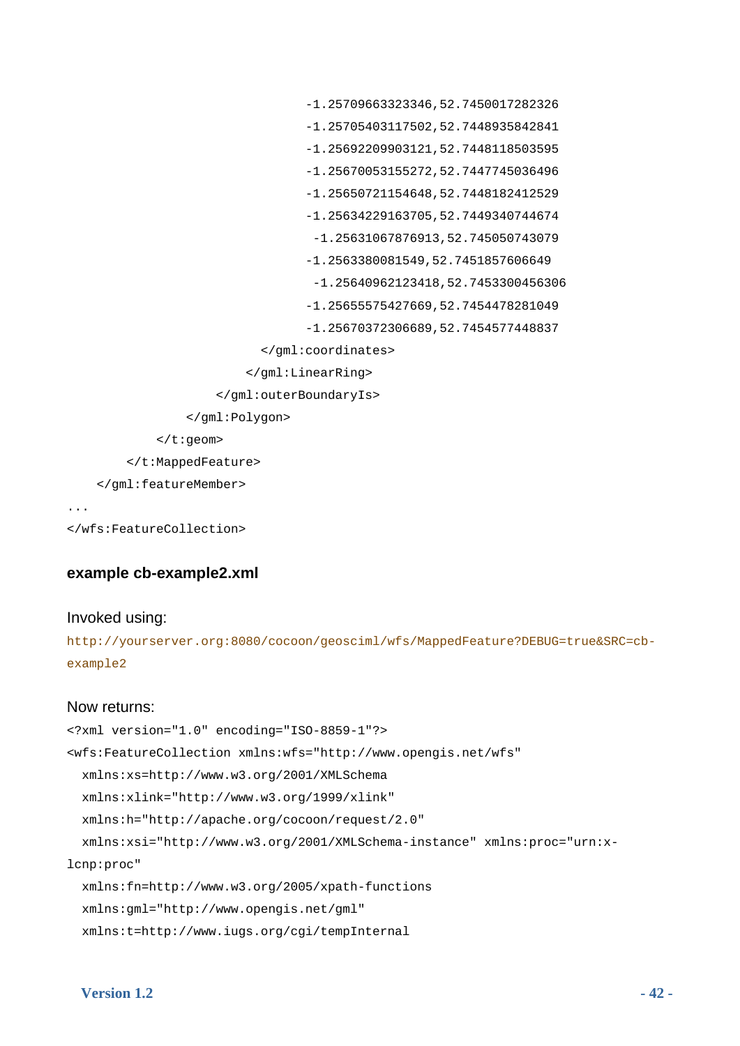```
                                    -1.25709663323346,52.7450017282326
                                    -1.25705403117502,52.7448935842841
                                    -1.25692209903121,52.7448118503595
                                    -1.25670053155272,52.7447745036496
                                    -1.25650721154648,52.7448182412529
                                    -1.25634229163705,52.7449340744674
                                     -1.25631067876913,52.745050743079
                                    -1.2563380081549,52.7451857606649
                                     -1.25640962123418,52.7453300456306
                                    -1.25655575427669,52.7454478281049
                                    -1.25670372306689,52.7454577448837
                              </gml:coordinates>
                            </gml:LinearRing>
                        </gml:outerBoundaryIs>
                    </gml:Polygon>
                </t:geom>
            </t:MappedFeature>
        </gml:featureMember>
...
</wfs:FeatureCollection>
```

### example cb-example2.xml

Invoked using:

http://yourserver.org:8080/cocoon/geosciml/wfs/MappedFeature?DEBUG=true&SRC=cb-example2

Now returns:

```
<?xml version="1.0" encoding="ISO-8859-1"?>
<wfs:FeatureCollection xmlns:wfs="http://www.opengis.net/wfs"
  xmlns:xs=http://www.w3.org/2001/XMLSchema
  xmlns:xlink="http://www.w3.org/1999/xlink"
  xmlns:h="http://apache.org/cocoon/request/2.0"
  xmlns:xsi="http://www.w3.org/2001/XMLSchema-instance" xmlns:proc="urn:x-
lcnp:proc"
  xmlns:fn=http://www.w3.org/2005/xpath-functions
  xmlns:gml="http://www.opengis.net/gml"
  xmlns:t=http://www.iugs.org/cgi/tempInternal
```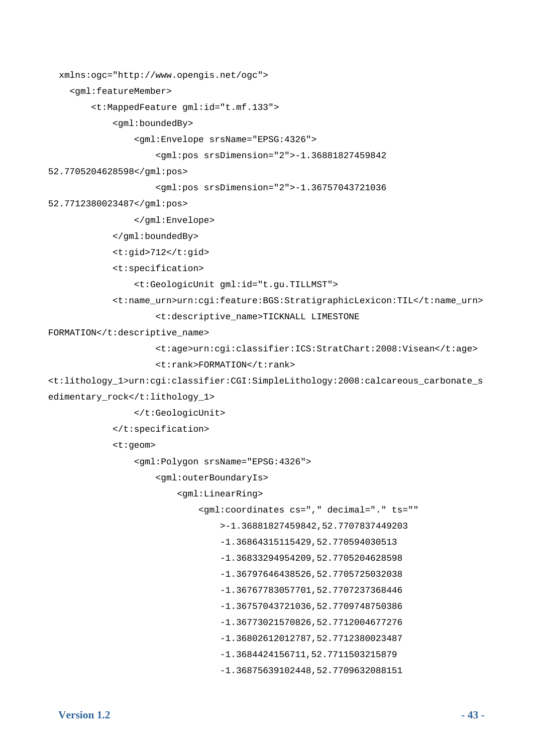```
  xmlns:ogc="http://www.opengis.net/ogc">
    <gml:featureMember>
        <t:MappedFeature gml:id="t.mf.133">
            <gml:boundedBy>
                <gml:Envelope srsName="EPSG:4326">
                    <gml:pos srsDimension="2">-1.36881827459842
52.7705204628598</gml:pos>
                    <gml:pos srsDimension="2">-1.36757043721036
52.7712380023487</gml:pos>
                </gml:Envelope>
            </gml:boundedBy>
            <t:gid>712</t:gid>
            <t:specification>
                <t:GeologicUnit gml:id="t.gu.TILLMST">
            <t:name_urn>urn:cgi:feature:BGS:StratigraphicLexicon:TIL</t:name_urn>
                    <t:descriptive_name>TICKNALL LIMESTONE
FORMATION</t:descriptive_name>
                    <t:age>urn:cgi:classifier:ICS:StratChart:2008:Visean</t:age>
                    <t:rank>FORMATION</t:rank>
<t:lithology_1>urn:cgi:classifier:CGI:SimpleLithology:2008:calcareous_carbonate_s
edimentary_rock</t:lithology_1>
                </t:GeologicUnit>
            </t:specification>
            <t:geom>
                <gml:Polygon srsName="EPSG:4326">
                    <gml:outerBoundaryIs>
                        <gml:LinearRing>
                            <gml:coordinates cs="," decimal="." ts=""
                                >-1.36881827459842,52.7707837449203
                                -1.36864315115429,52.770594030513
                                -1.36833294954209,52.7705204628598
                                -1.36797646438526,52.7705725032038
                                -1.36767783057701,52.7707237368446
                                -1.36757043721036,52.7709748750386
                                -1.36773021570826,52.7712004677276
                                -1.36802612012787,52.7712380023487
                                -1.3684424156711,52.7711503215879
                                -1.36875639102448,52.7709632088151
```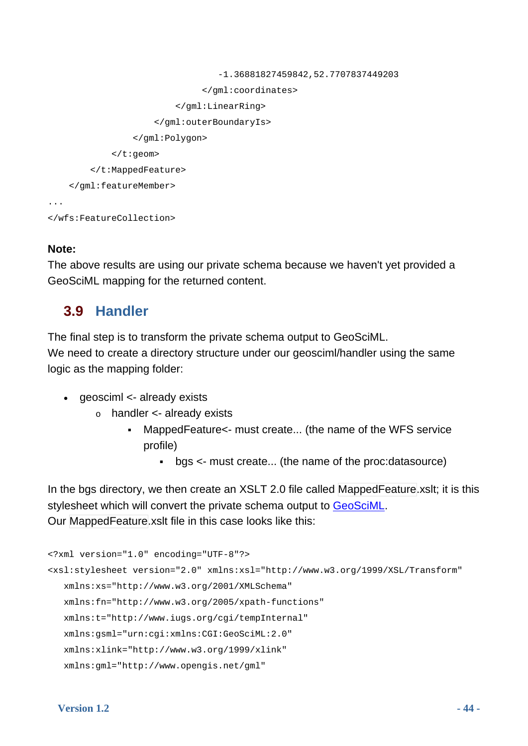```
                                    -1.36881827459842,52.7707837449203
                                </gml:coordinates>
                            </gml:LinearRing>
                        </gml:outerBoundaryIs>
                    </gml:Polygon>
                </t:geom>
            </t:MappedFeature>
        </gml:featureMember>
...
</wfs:FeatureCollection>
```

**Note:**
The above results are using our private schema because we haven't yet provided a GeoSciML mapping for the returned content.

## 3.9 Handler

The final step is to transform the private schema output to GeoSciML.
We need to create a directory structure under our geosciml/handler using the same logic as the mapping folder:

- geosciml <- already exists
  - handler <- already exists
    - MappedFeature<- must create... (the name of the WFS service profile)
      - bgs <- must create... (the name of the proc:datasource)

In the bgs directory, we then create an XSLT 2.0 file called MappedFeature.xslt; it is this stylesheet which will convert the private schema output to GeoSciML.
Our MappedFeature.xslt file in this case looks like this:

```
<?xml version="1.0" encoding="UTF-8"?>
<xsl:stylesheet version="2.0" xmlns:xsl="http://www.w3.org/1999/XSL/Transform"
   xmlns:xs="http://www.w3.org/2001/XMLSchema"
   xmlns:fn="http://www.w3.org/2005/xpath-functions"
   xmlns:t="http://www.iugs.org/cgi/tempInternal"
   xmlns:gsml="urn:cgi:xmlns:CGI:GeoSciML:2.0"
   xmlns:xlink="http://www.w3.org/1999/xlink"
   xmlns:gml="http://www.opengis.net/gml"
```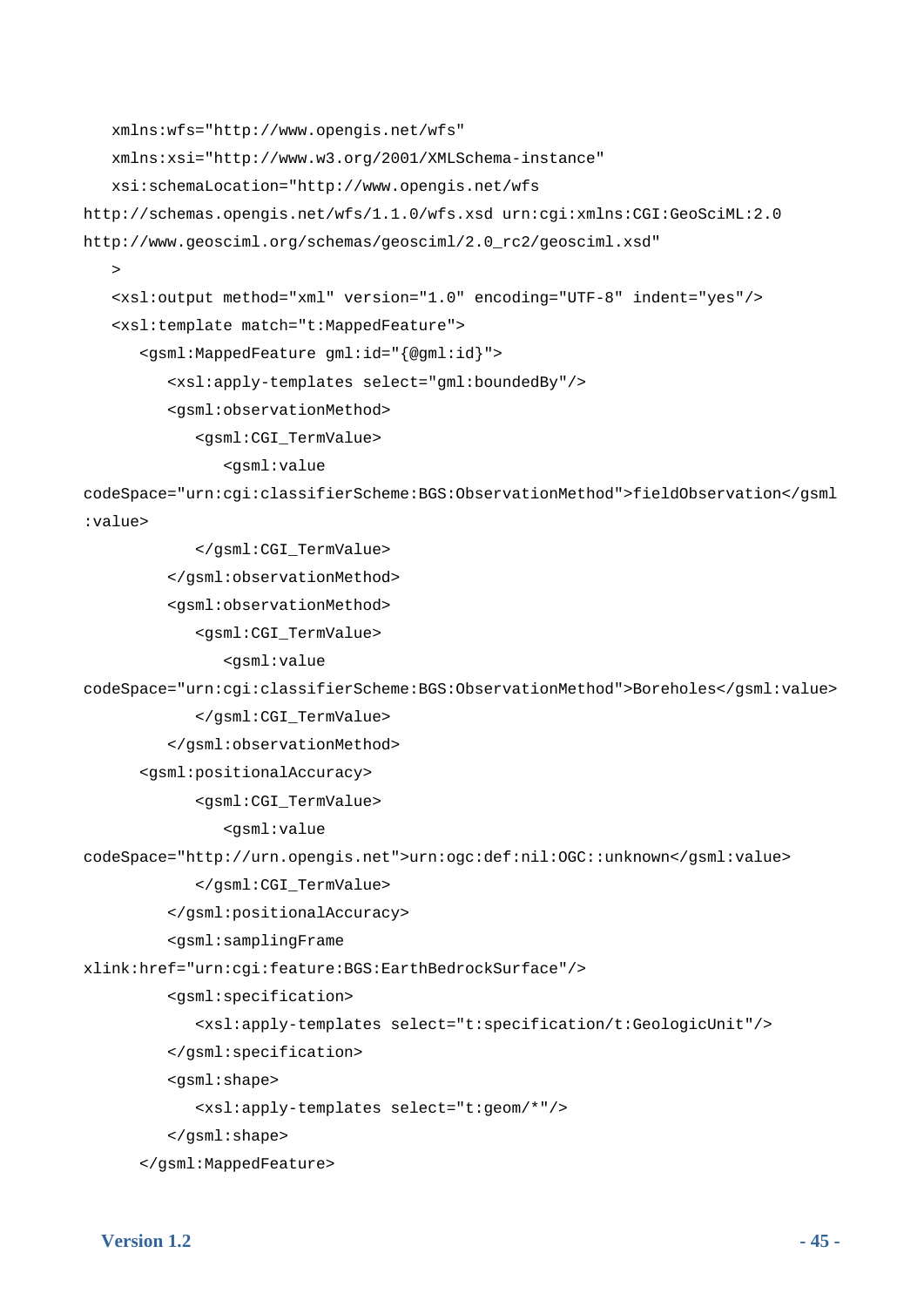```
   xmlns:wfs="http://www.opengis.net/wfs"
   xmlns:xsi="http://www.w3.org/2001/XMLSchema-instance"
   xsi:schemaLocation="http://www.opengis.net/wfs
http://schemas.opengis.net/wfs/1.1.0/wfs.xsd urn:cgi:xmlns:CGI:GeoSciML:2.0
http://www.geosciml.org/schemas/geosciml/2.0_rc2/geosciml.xsd"
   >
   <xsl:output method="xml" version="1.0" encoding="UTF-8" indent="yes"/>
   <xsl:template match="t:MappedFeature">
      <gsml:MappedFeature gml:id="{@gml:id}">
         <xsl:apply-templates select="gml:boundedBy"/>
         <gsml:observationMethod>
            <gsml:CGI_TermValue>
               <gsml:value
codeSpace="urn:cgi:classifierScheme:BGS:ObservationMethod">fieldObservation</gsml
:value>
            </gsml:CGI_TermValue>
         </gsml:observationMethod>
         <gsml:observationMethod>
            <gsml:CGI_TermValue>
               <gsml:value
codeSpace="urn:cgi:classifierScheme:BGS:ObservationMethod">Boreholes</gsml:value>
            </gsml:CGI_TermValue>
         </gsml:observationMethod>
      <gsml:positionalAccuracy>
            <gsml:CGI_TermValue>
               <gsml:value
codeSpace="http://urn.opengis.net">urn:ogc:def:nil:OGC::unknown</gsml:value>
            </gsml:CGI_TermValue>
         </gsml:positionalAccuracy>
         <gsml:samplingFrame
xlink:href="urn:cgi:feature:BGS:EarthBedrockSurface"/>
         <gsml:specification>
            <xsl:apply-templates select="t:specification/t:GeologicUnit"/>
         </gsml:specification>
         <gsml:shape>
            <xsl:apply-templates select="t:geom/*"/>
         </gsml:shape>
      </gsml:MappedFeature>
```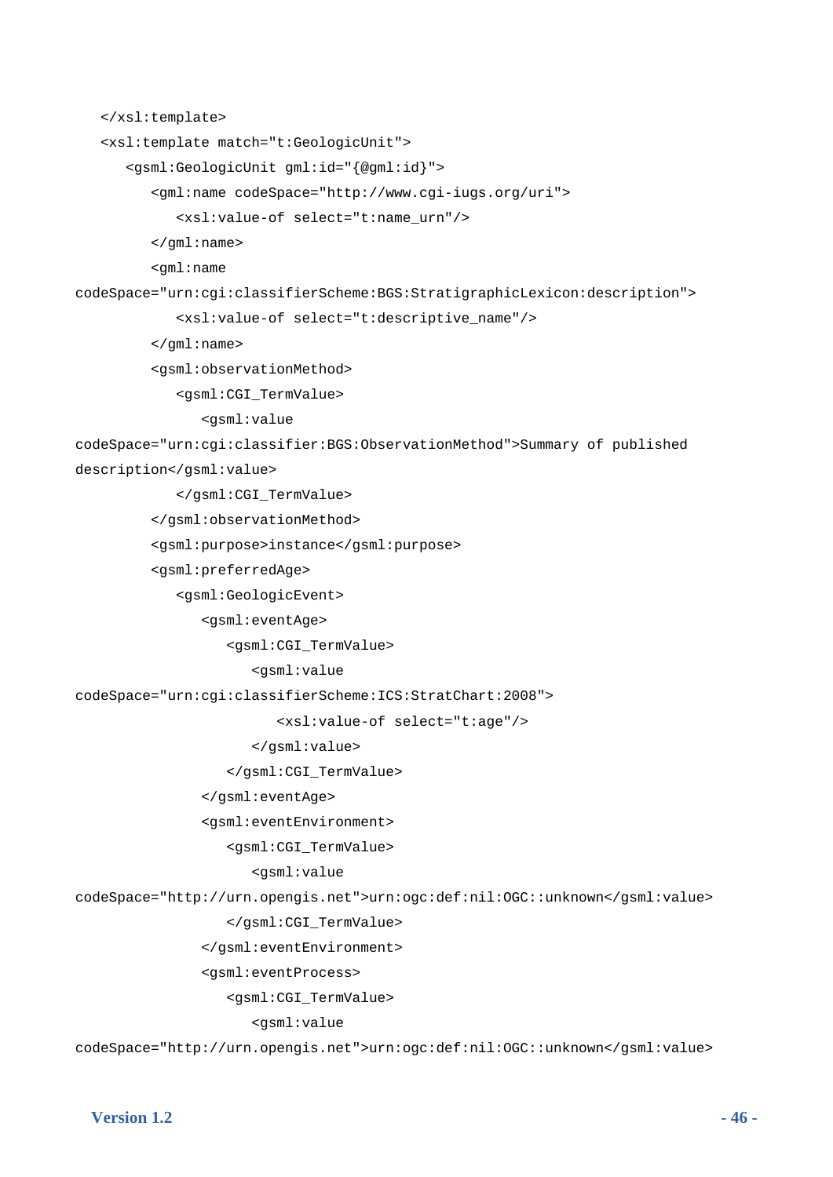```
   </xsl:template>
   <xsl:template match="t:GeologicUnit">
      <gsml:GeologicUnit gml:id="{@gml:id}">
         <gml:name codeSpace="http://www.cgi-iugs.org/uri">
            <xsl:value-of select="t:name_urn"/>
         </gml:name>
         <gml:name
codeSpace="urn:cgi:classifierScheme:BGS:StratigraphicLexicon:description">
            <xsl:value-of select="t:descriptive_name"/>
         </gml:name>
         <gsml:observationMethod>
            <gsml:CGI_TermValue>
               <gsml:value
codeSpace="urn:cgi:classifier:BGS:ObservationMethod">Summary of published
description</gsml:value>
            </gsml:CGI_TermValue>
         </gsml:observationMethod>
         <gsml:purpose>instance</gsml:purpose>
         <gsml:preferredAge>
            <gsml:GeologicEvent>
               <gsml:eventAge>
                  <gsml:CGI_TermValue>
                     <gsml:value
codeSpace="urn:cgi:classifierScheme:ICS:StratChart:2008">
                        <xsl:value-of select="t:age"/>
                     </gsml:value>
                  </gsml:CGI_TermValue>
               </gsml:eventAge>
               <gsml:eventEnvironment>
                  <gsml:CGI_TermValue>
                     <gsml:value
codeSpace="http://urn.opengis.net">urn:ogc:def:nil:OGC::unknown</gsml:value>
                  </gsml:CGI_TermValue>
               </gsml:eventEnvironment>
               <gsml:eventProcess>
                  <gsml:CGI_TermValue>
                     <gsml:value
codeSpace="http://urn.opengis.net">urn:ogc:def:nil:OGC::unknown</gsml:value>
```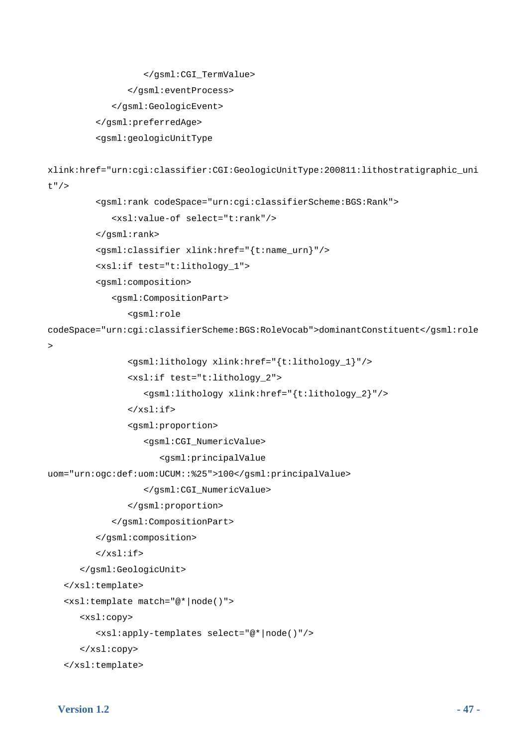```
                    </gsml:CGI_TermValue>
                </gsml:eventProcess>
            </gsml:GeologicEvent>
        </gsml:preferredAge>
        <gsml:geologicUnitType

xlink:href="urn:cgi:classifier:CGI:GeologicUnitType:200811:lithostratigraphic_uni
t"/>
        <gsml:rank codeSpace="urn:cgi:classifierScheme:BGS:Rank">
            <xsl:value-of select="t:rank"/>
        </gsml:rank>
        <gsml:classifier xlink:href="{t:name_urn}"/>
        <xsl:if test="t:lithology_1">
        <gsml:composition>
            <gsml:CompositionPart>
                <gsml:role
codeSpace="urn:cgi:classifierScheme:BGS:RoleVocab">dominantConstituent</gsml:role
>
                <gsml:lithology xlink:href="{t:lithology_1}"/>
                <xsl:if test="t:lithology_2">
                    <gsml:lithology xlink:href="{t:lithology_2}"/>
                </xsl:if>
                <gsml:proportion>
                    <gsml:CGI_NumericValue>
                        <gsml:principalValue
uom="urn:ogc:def:uom:UCUM::%25">100</gsml:principalValue>
                    </gsml:CGI_NumericValue>
                </gsml:proportion>
            </gsml:CompositionPart>
        </gsml:composition>
        </xsl:if>
    </gsml:GeologicUnit>
  </xsl:template>
  <xsl:template match="@*|node()">
    <xsl:copy>
        <xsl:apply-templates select="@*|node()"/>
    </xsl:copy>
  </xsl:template>
```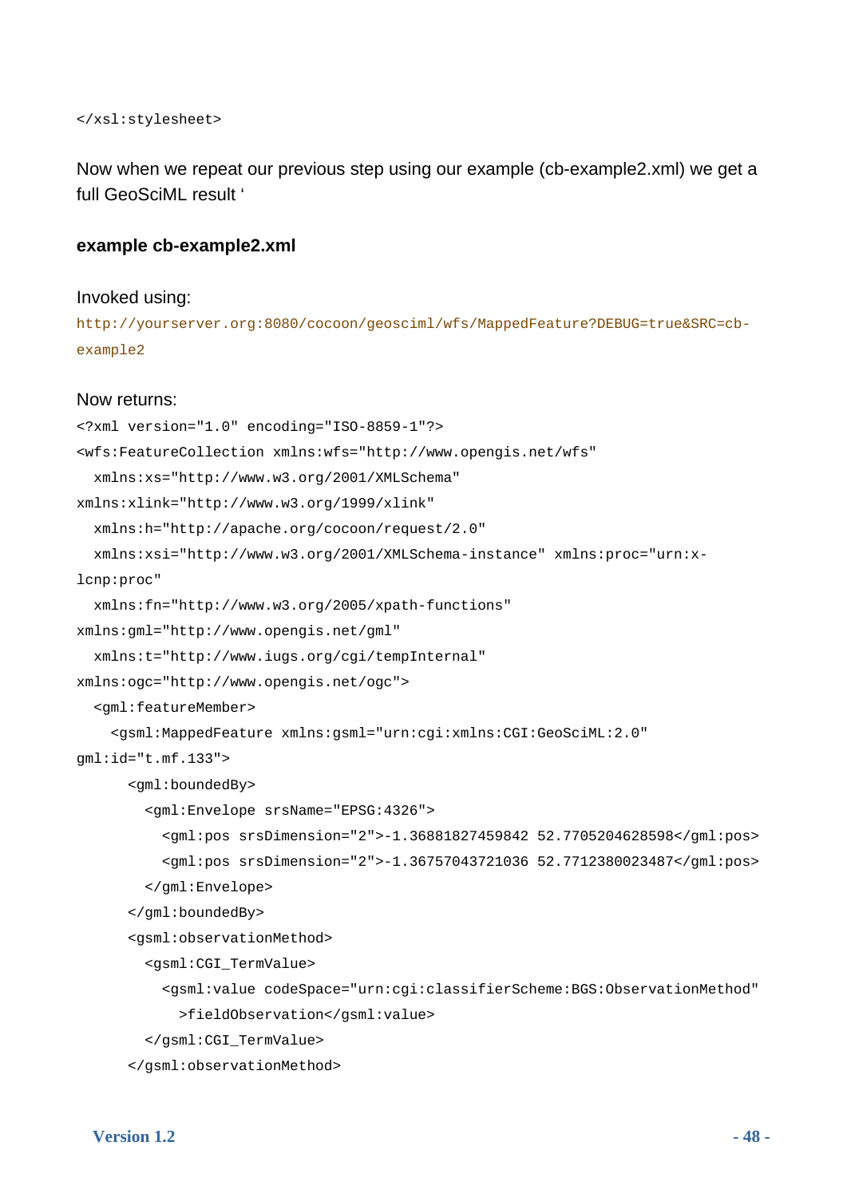```
</xsl:stylesheet>
```

Now when we repeat our previous step using our example (cb-example2.xml) we get a full GeoSciML result '

**example cb-example2.xml**

Invoked using:

```
http://yourserver.org:8080/cocoon/geosciml/wfs/MappedFeature?DEBUG=true&SRC=cb-example2
```

Now returns:

```
<?xml version="1.0" encoding="ISO-8859-1"?>
<wfs:FeatureCollection xmlns:wfs="http://www.opengis.net/wfs"
  xmlns:xs="http://www.w3.org/2001/XMLSchema"
xmlns:xlink="http://www.w3.org/1999/xlink"
  xmlns:h="http://apache.org/cocoon/request/2.0"
  xmlns:xsi="http://www.w3.org/2001/XMLSchema-instance" xmlns:proc="urn:x-lcnp:proc"
  xmlns:fn="http://www.w3.org/2005/xpath-functions"
xmlns:gml="http://www.opengis.net/gml"
  xmlns:t="http://www.iugs.org/cgi/tempInternal"
xmlns:ogc="http://www.opengis.net/ogc">
  <gml:featureMember>
    <gsml:MappedFeature xmlns:gsml="urn:cgi:xmlns:CGI:GeoSciML:2.0"
gml:id="t.mf.133">
      <gml:boundedBy>
        <gml:Envelope srsName="EPSG:4326">
          <gml:pos srsDimension="2">-1.36881827459842 52.7705204628598</gml:pos>
          <gml:pos srsDimension="2">-1.36757043721036 52.7712380023487</gml:pos>
        </gml:Envelope>
      </gml:boundedBy>
      <gsml:observationMethod>
        <gsml:CGI_TermValue>
          <gsml:value codeSpace="urn:cgi:classifierScheme:BGS:ObservationMethod"
            >fieldObservation</gsml:value>
        </gsml:CGI_TermValue>
      </gsml:observationMethod>
```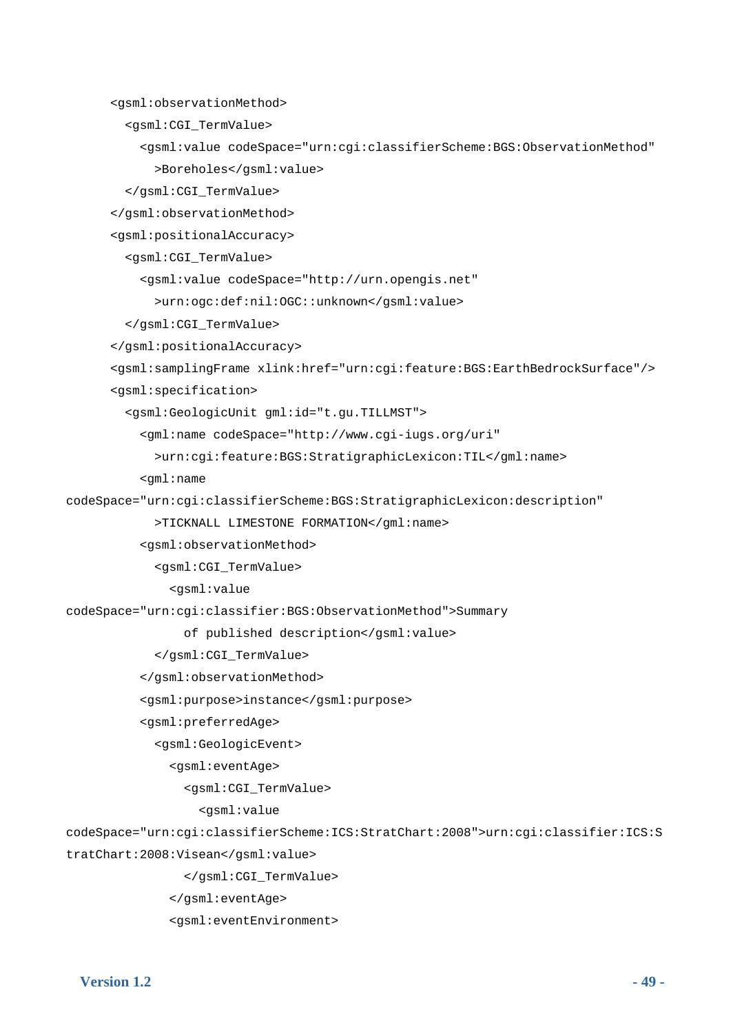```
      <gsml:observationMethod>
        <gsml:CGI_TermValue>
          <gsml:value codeSpace="urn:cgi:classifierScheme:BGS:ObservationMethod"
            >Boreholes</gsml:value>
        </gsml:CGI_TermValue>
      </gsml:observationMethod>
      <gsml:positionalAccuracy>
        <gsml:CGI_TermValue>
          <gsml:value codeSpace="http://urn.opengis.net"
            >urn:ogc:def:nil:OGC::unknown</gsml:value>
        </gsml:CGI_TermValue>
      </gsml:positionalAccuracy>
      <gsml:samplingFrame xlink:href="urn:cgi:feature:BGS:EarthBedrockSurface"/>
      <gsml:specification>
        <gsml:GeologicUnit gml:id="t.gu.TILLMST">
          <gml:name codeSpace="http://www.cgi-iugs.org/uri"
            >urn:cgi:feature:BGS:StratigraphicLexicon:TIL</gml:name>
          <gml:name
codeSpace="urn:cgi:classifierScheme:BGS:StratigraphicLexicon:description"
            >TICKNALL LIMESTONE FORMATION</gml:name>
          <gsml:observationMethod>
            <gsml:CGI_TermValue>
              <gsml:value
codeSpace="urn:cgi:classifier:BGS:ObservationMethod">Summary
                of published description</gsml:value>
            </gsml:CGI_TermValue>
          </gsml:observationMethod>
          <gsml:purpose>instance</gsml:purpose>
          <gsml:preferredAge>
            <gsml:GeologicEvent>
              <gsml:eventAge>
                <gsml:CGI_TermValue>
                  <gsml:value
codeSpace="urn:cgi:classifierScheme:ICS:StratChart:2008">urn:cgi:classifier:ICS:S
tratChart:2008:Visean</gsml:value>
                </gsml:CGI_TermValue>
              </gsml:eventAge>
              <gsml:eventEnvironment>
```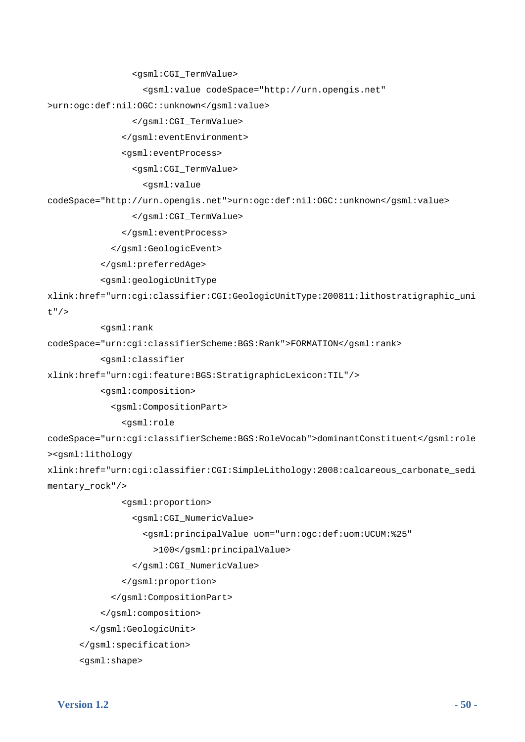```
                <gsml:CGI_TermValue>
                  <gsml:value codeSpace="http://urn.opengis.net"
>urn:ogc:def:nil:OGC::unknown</gsml:value>
                </gsml:CGI_TermValue>
              </gsml:eventEnvironment>
              <gsml:eventProcess>
                <gsml:CGI_TermValue>
                  <gsml:value
codeSpace="http://urn.opengis.net">urn:ogc:def:nil:OGC::unknown</gsml:value>
                </gsml:CGI_TermValue>
              </gsml:eventProcess>
            </gsml:GeologicEvent>
          </gsml:preferredAge>
          <gsml:geologicUnitType
xlink:href="urn:cgi:classifier:CGI:GeologicUnitType:200811:lithostratigraphic_uni
t"/>
          <gsml:rank
codeSpace="urn:cgi:classifierScheme:BGS:Rank">FORMATION</gsml:rank>
          <gsml:classifier
xlink:href="urn:cgi:feature:BGS:StratigraphicLexicon:TIL"/>
          <gsml:composition>
            <gsml:CompositionPart>
              <gsml:role
codeSpace="urn:cgi:classifierScheme:BGS:RoleVocab">dominantConstituent</gsml:role
><gsml:lithology
xlink:href="urn:cgi:classifier:CGI:SimpleLithology:2008:calcareous_carbonate_sedi
mentary_rock"/>
              <gsml:proportion>
                <gsml:CGI_NumericValue>
                  <gsml:principalValue uom="urn:ogc:def:uom:UCUM:%25"
                    >100</gsml:principalValue>
                </gsml:CGI_NumericValue>
              </gsml:proportion>
            </gsml:CompositionPart>
          </gsml:composition>
        </gsml:GeologicUnit>
      </gsml:specification>
      <gsml:shape>
```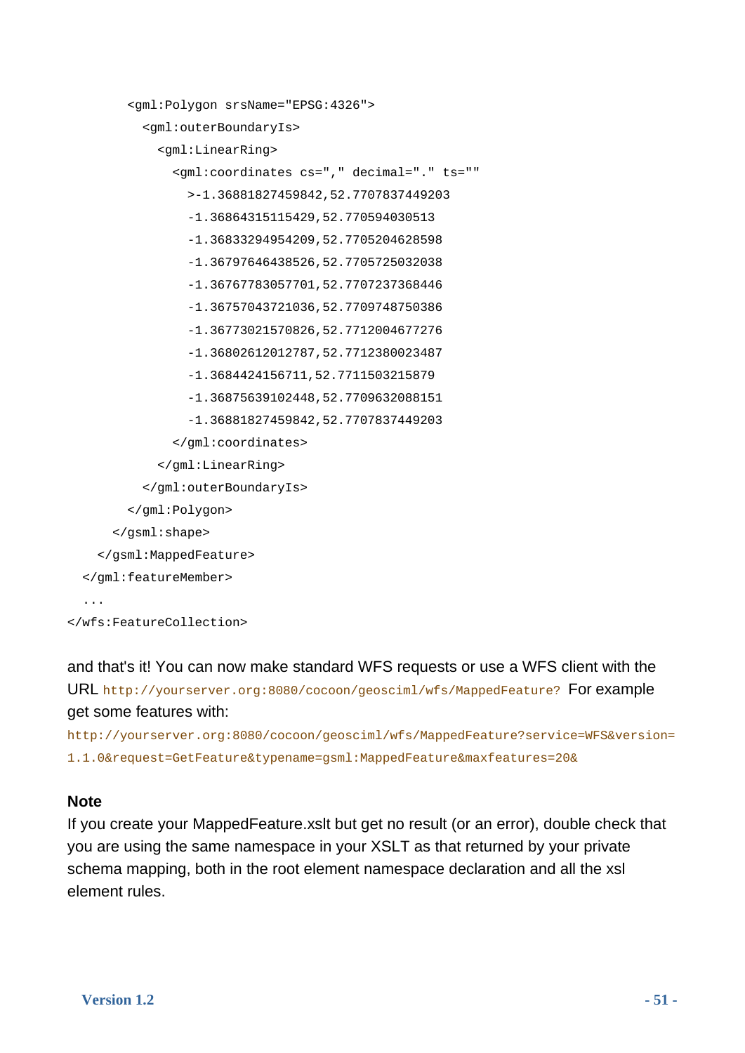```
        <gml:Polygon srsName="EPSG:4326">
          <gml:outerBoundaryIs>
            <gml:LinearRing>
              <gml:coordinates cs="," decimal="." ts=""
                >-1.36881827459842,52.7707837449203
                -1.36864315115429,52.770594030513
                -1.36833294954209,52.7705204628598
                -1.36797646438526,52.7705725032038
                -1.36767783057701,52.7707237368446
                -1.36757043721036,52.7709748750386
                -1.36773021570826,52.7712004677276
                -1.36802612012787,52.7712380023487
                -1.3684424156711,52.7711503215879
                -1.36875639102448,52.7709632088151
                -1.36881827459842,52.7707837449203
              </gml:coordinates>
            </gml:LinearRing>
          </gml:outerBoundaryIs>
        </gml:Polygon>
      </gsml:shape>
    </gsml:MappedFeature>
  </gml:featureMember>
  ...
</wfs:FeatureCollection>
```

and that's it! You can now make standard WFS requests or use a WFS client with the URL `http://yourserver.org:8080/cocoon/geosciml/wfs/MappedFeature?` For example get some features with:

`http://yourserver.org:8080/cocoon/geosciml/wfs/MappedFeature?service=WFS&version=1.1.0&request=GetFeature&typename=gsml:MappedFeature&maxfeatures=20&`

**Note**

If you create your MappedFeature.xslt but get no result (or an error), double check that you are using the same namespace in your XSLT as that returned by your private schema mapping, both in the root element namespace declaration and all the xsl element rules.